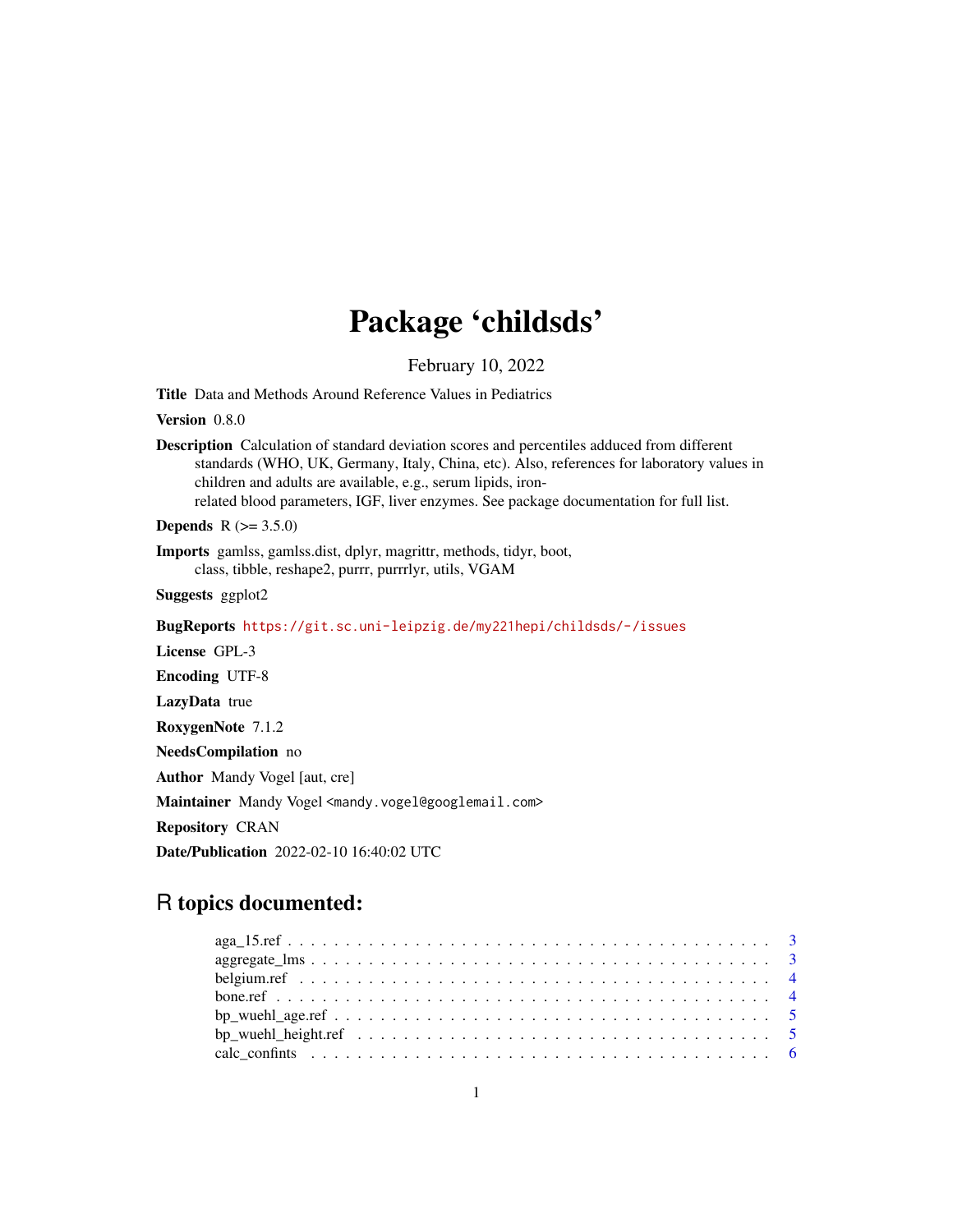# Package 'childsds'

February 10, 2022

**Title** Data and Methods Around Reference Values in Pediatrics

**Version** 0.8.0

**Description** Calculation of standard deviation scores and percentiles adduced from different standards (WHO, UK, Germany, Italy, China, etc). Also, references for laboratory values in children and adults are available, e.g., serum lipids, iron-related blood parameters, IGF, liver enzymes. See package documentation for full list.

**Depends** R (>= 3.5.0)

**Imports** gamlss, gamlss.dist, dplyr, magrittr, methods, tidyr, boot, class, tibble, reshape2, purrr, purrrlyr, utils, VGAM

**Suggests** ggplot2

**BugReports** https://git.sc.uni-leipzig.de/my221hepi/childsds/-/issues

**License** GPL-3

**Encoding** UTF-8

**LazyData** true

**RoxygenNote** 7.1.2

**NeedsCompilation** no

**Author** Mandy Vogel [aut, cre]

**Maintainer** Mandy Vogel <mandy.vogel@googlemail.com>

**Repository** CRAN

**Date/Publication** 2022-02-10 16:40:02 UTC

## R topics documented:

- aga_15.ref . . . . . . . . . . . . . . . . . . . . . . . . . . . . . . . . . . . . . . . . 3
- aggregate_lms . . . . . . . . . . . . . . . . . . . . . . . . . . . . . . . . . . . . . . . 3
- belgium.ref . . . . . . . . . . . . . . . . . . . . . . . . . . . . . . . . . . . . . . . . 4
- bone.ref . . . . . . . . . . . . . . . . . . . . . . . . . . . . . . . . . . . . . . . . . 4
- bp_wuehl_age.ref . . . . . . . . . . . . . . . . . . . . . . . . . . . . . . . . . . . . . 5
- bp_wuehl_height.ref . . . . . . . . . . . . . . . . . . . . . . . . . . . . . . . . . . . 5
- calc_confints . . . . . . . . . . . . . . . . . . . . . . . . . . . . . . . . . . . . . . 6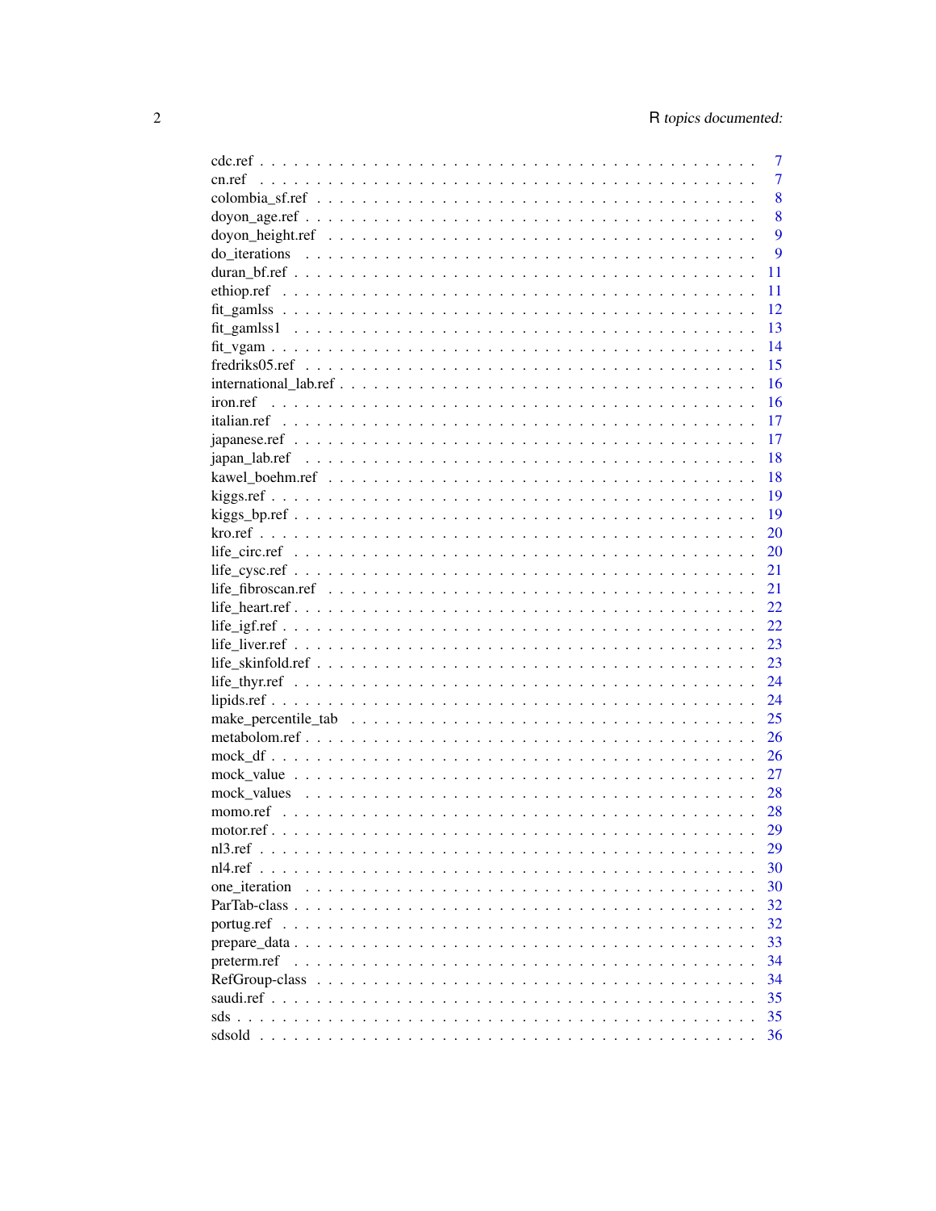| | |
|---|---|
| cdc.ref | 7 |
| cn.ref | 7 |
| colombia_sf.ref | 8 |
| doyon_age.ref | 8 |
| doyon_height.ref | 9 |
| do_iterations | 9 |
| duran_bf.ref | 11 |
| ethiop.ref | 11 |
| fit_gamlss | 12 |
| fit_gamlss1 | 13 |
| fit_vgam | 14 |
| fredriks05.ref | 15 |
| international_lab.ref | 16 |
| iron.ref | 16 |
| italian.ref | 17 |
| japanese.ref | 17 |
| japan_lab.ref | 18 |
| kawel_boehm.ref | 18 |
| kiggs.ref | 19 |
| kiggs_bp.ref | 19 |
| kro.ref | 20 |
| life_circ.ref | 20 |
| life_cysc.ref | 21 |
| life_fibroscan.ref | 21 |
| life_heart.ref | 22 |
| life_igf.ref | 22 |
| life_liver.ref | 23 |
| life_skinfold.ref | 23 |
| life_thyr.ref | 24 |
| lipids.ref | 24 |
| make_percentile_tab | 25 |
| metabolom.ref | 26 |
| mock_df | 26 |
| mock_value | 27 |
| mock_values | 28 |
| momo.ref | 28 |
| motor.ref | 29 |
| nl3.ref | 29 |
| nl4.ref | 30 |
| one_iteration | 30 |
| ParTab-class | 32 |
| portug.ref | 32 |
| prepare_data | 33 |
| preterm.ref | 34 |
| RefGroup-class | 34 |
| saudi.ref | 35 |
| sds | 35 |
| sdsold | 36 |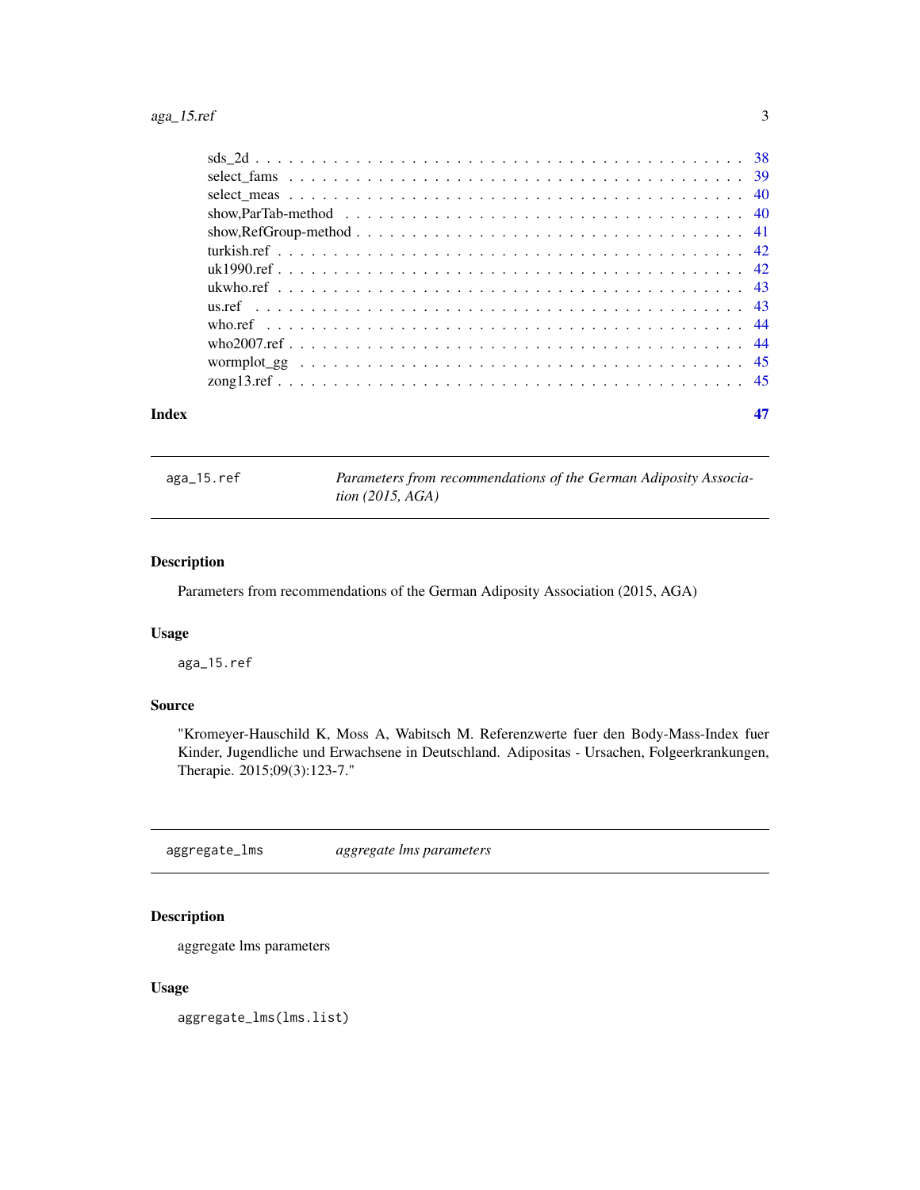sds_2d . . . . . . . . . . . . . . . . . . . . . . . . . . . . . . . . . . . . . . . . . 38
select_fams . . . . . . . . . . . . . . . . . . . . . . . . . . . . . . . . . . . . . . . 39
select_meas . . . . . . . . . . . . . . . . . . . . . . . . . . . . . . . . . . . . . . . 40
show,ParTab-method . . . . . . . . . . . . . . . . . . . . . . . . . . . . . . . . . . . 40
show,RefGroup-method . . . . . . . . . . . . . . . . . . . . . . . . . . . . . . . . . . 41
turkish.ref . . . . . . . . . . . . . . . . . . . . . . . . . . . . . . . . . . . . . . . 42
uk1990.ref . . . . . . . . . . . . . . . . . . . . . . . . . . . . . . . . . . . . . . . . 42
ukwho.ref . . . . . . . . . . . . . . . . . . . . . . . . . . . . . . . . . . . . . . . . 43
us.ref . . . . . . . . . . . . . . . . . . . . . . . . . . . . . . . . . . . . . . . . . . 43
who.ref . . . . . . . . . . . . . . . . . . . . . . . . . . . . . . . . . . . . . . . . . 44
who2007.ref . . . . . . . . . . . . . . . . . . . . . . . . . . . . . . . . . . . . . . . 44
wormplot_gg . . . . . . . . . . . . . . . . . . . . . . . . . . . . . . . . . . . . . . . 45
zong13.ref . . . . . . . . . . . . . . . . . . . . . . . . . . . . . . . . . . . . . . . . 45

**Index** **47**

---

## aga_15.ref — *Parameters from recommendations of the German Adiposity Association (2015, AGA)*

### Description

Parameters from recommendations of the German Adiposity Association (2015, AGA)

### Usage

```
aga_15.ref
```

### Source

"Kromeyer-Hauschild K, Moss A, Wabitsch M. Referenzwerte fuer den Body-Mass-Index fuer Kinder, Jugendliche und Erwachsene in Deutschland. Adipositas - Ursachen, Folgeerkrankungen, Therapie. 2015;09(3):123-7."

---

## aggregate_lms — *aggregate lms parameters*

### Description

aggregate lms parameters

### Usage

```
aggregate_lms(lms.list)
```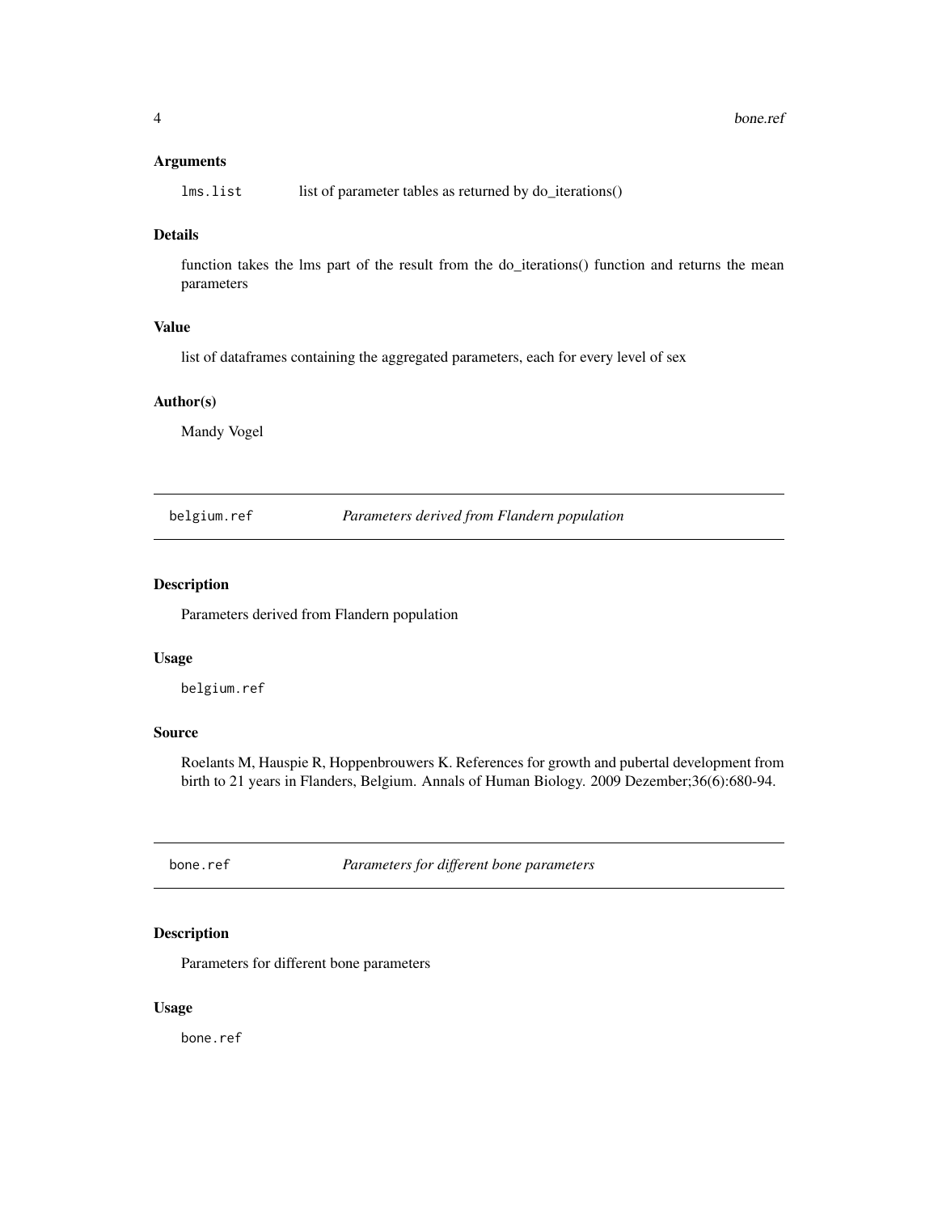### Arguments

lms.list list of parameter tables as returned by do_iterations()

### Details

function takes the lms part of the result from the do_iterations() function and returns the mean parameters

### Value

list of dataframes containing the aggregated parameters, each for every level of sex

### Author(s)

Mandy Vogel

---

## belgium.ref *Parameters derived from Flandern population*

### Description

Parameters derived from Flandern population

### Usage

```
belgium.ref
```

### Source

Roelants M, Hauspie R, Hoppenbrouwers K. References for growth and pubertal development from birth to 21 years in Flanders, Belgium. Annals of Human Biology. 2009 Dezember;36(6):680-94.

---

## bone.ref *Parameters for different bone parameters*

### Description

Parameters for different bone parameters

### Usage

```
bone.ref
```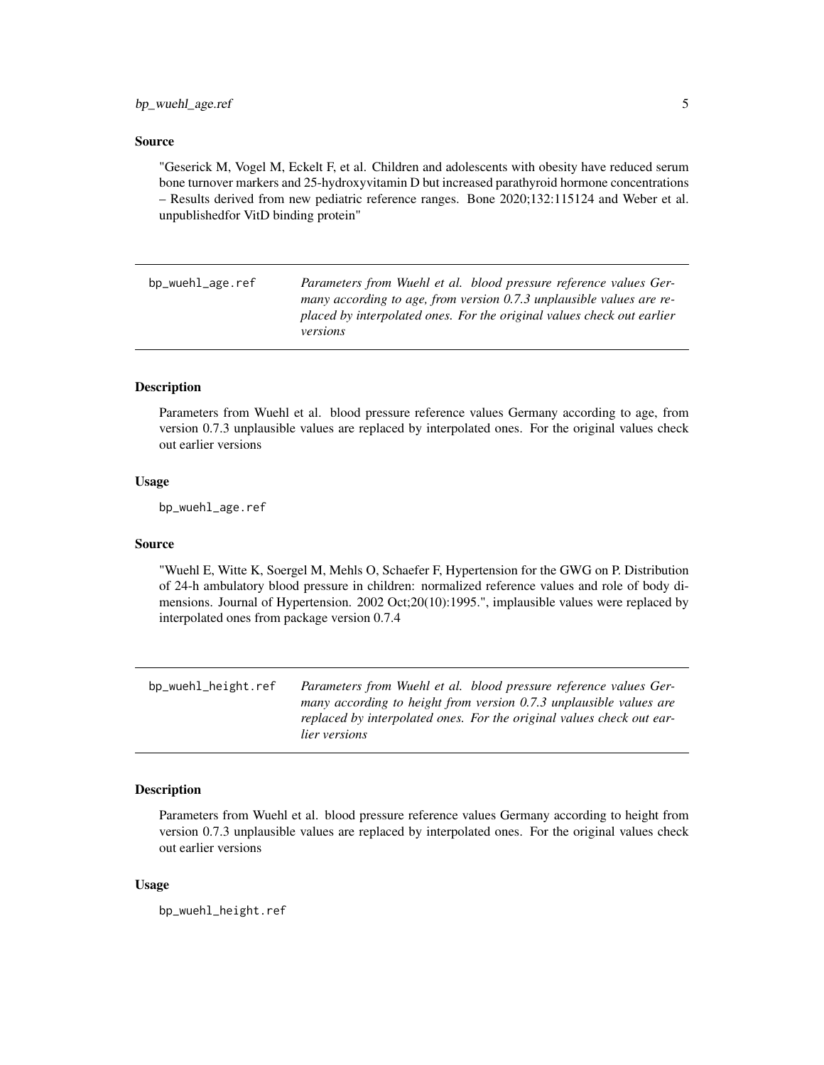### Source

"Geserick M, Vogel M, Eckelt F, et al. Children and adolescents with obesity have reduced serum bone turnover markers and 25-hydroxyvitamin D but increased parathyroid hormone concentrations – Results derived from new pediatric reference ranges. Bone 2020;132:115124 and Weber et al. unpublishedfor VitD binding protein"

---

## bp_wuehl_age.ref

*Parameters from Wuehl et al. blood pressure reference values Germany according to age, from version 0.7.3 unplausible values are replaced by interpolated ones. For the original values check out earlier versions*

---

### Description

Parameters from Wuehl et al. blood pressure reference values Germany according to age, from version 0.7.3 unplausible values are replaced by interpolated ones. For the original values check out earlier versions

### Usage

```
bp_wuehl_age.ref
```

### Source

"Wuehl E, Witte K, Soergel M, Mehls O, Schaefer F, Hypertension for the GWG on P. Distribution of 24-h ambulatory blood pressure in children: normalized reference values and role of body dimensions. Journal of Hypertension. 2002 Oct;20(10):1995.", implausible values were replaced by interpolated ones from package version 0.7.4

---

## bp_wuehl_height.ref

*Parameters from Wuehl et al. blood pressure reference values Germany according to height from version 0.7.3 unplausible values are replaced by interpolated ones. For the original values check out earlier versions*

---

### Description

Parameters from Wuehl et al. blood pressure reference values Germany according to height from version 0.7.3 unplausible values are replaced by interpolated ones. For the original values check out earlier versions

### Usage

```
bp_wuehl_height.ref
```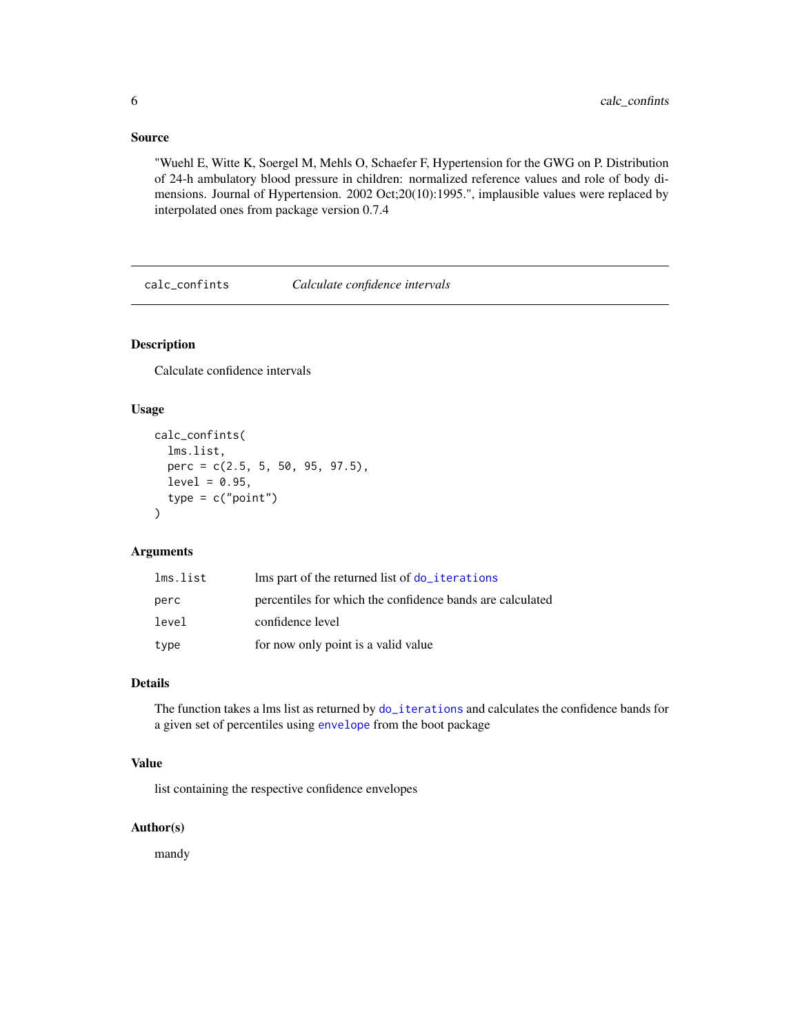## Source

"Wuehl E, Witte K, Soergel M, Mehls O, Schaefer F, Hypertension for the GWG on P. Distribution of 24-h ambulatory blood pressure in children: normalized reference values and role of body dimensions. Journal of Hypertension. 2002 Oct;20(10):1995.", implausible values were replaced by interpolated ones from package version 0.7.4

---

# calc_confints — *Calculate confidence intervals*

## Description

Calculate confidence intervals

## Usage

```
calc_confints(
  lms.list,
  perc = c(2.5, 5, 50, 95, 97.5),
  level = 0.95,
  type = c("point")
)
```

## Arguments

| | |
|---|---|
| `lms.list` | lms part of the returned list of `do_iterations` |
| `perc` | percentiles for which the confidence bands are calculated |
| `level` | confidence level |
| `type` | for now only point is a valid value |

## Details

The function takes a lms list as returned by `do_iterations` and calculates the confidence bands for a given set of percentiles using `envelope` from the boot package

## Value

list containing the respective confidence envelopes

## Author(s)

mandy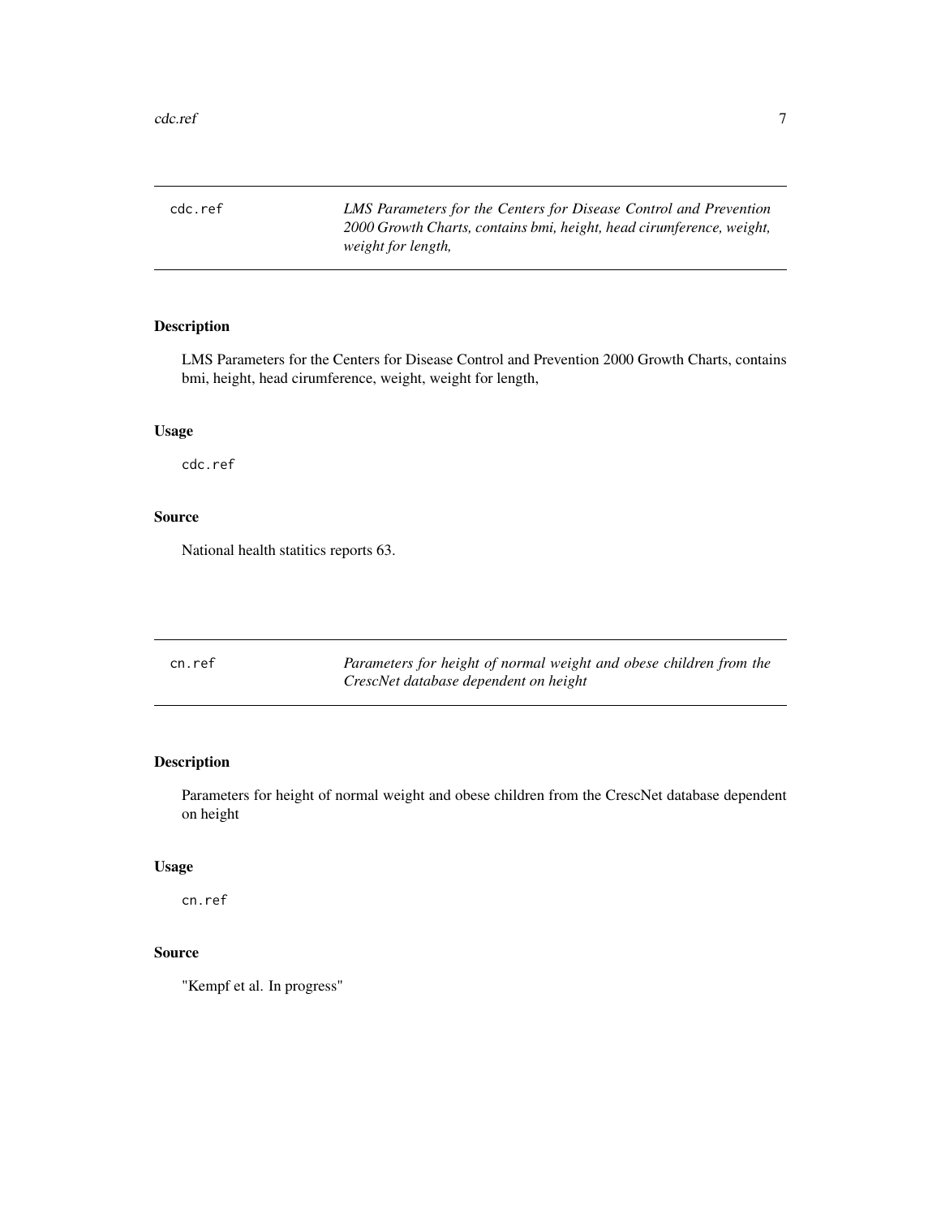## cdc.ref

*LMS Parameters for the Centers for Disease Control and Prevention 2000 Growth Charts, contains bmi, height, head cirumference, weight, weight for length,*

### Description

LMS Parameters for the Centers for Disease Control and Prevention 2000 Growth Charts, contains bmi, height, head cirumference, weight, weight for length,

### Usage

```
cdc.ref
```

### Source

National health statitics reports 63.

## cn.ref

*Parameters for height of normal weight and obese children from the CrescNet database dependent on height*

### Description

Parameters for height of normal weight and obese children from the CrescNet database dependent on height

### Usage

```
cn.ref
```

### Source

"Kempf et al. In progress"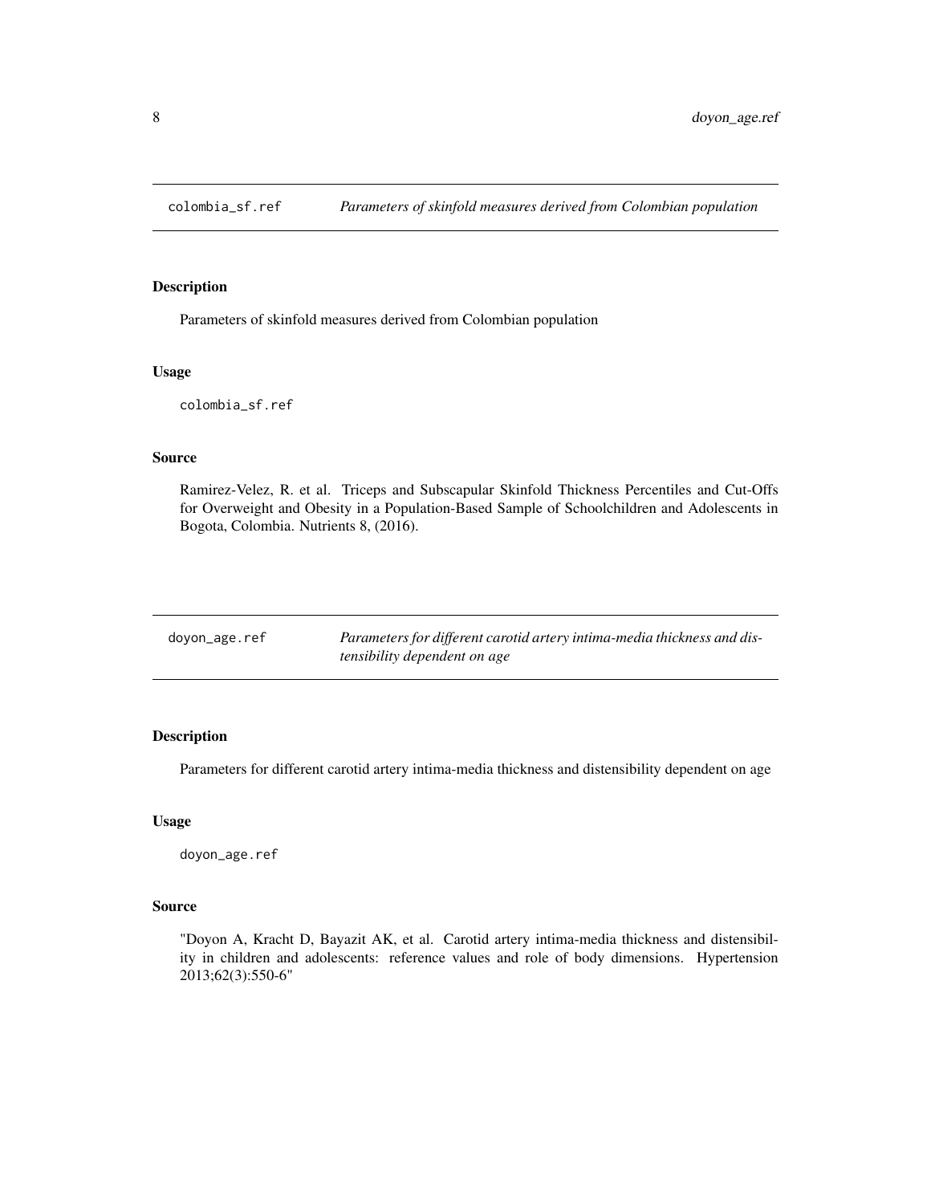## colombia_sf.ref *Parameters of skinfold measures derived from Colombian population*

### Description

Parameters of skinfold measures derived from Colombian population

### Usage

```
colombia_sf.ref
```

### Source

Ramirez-Velez, R. et al. Triceps and Subscapular Skinfold Thickness Percentiles and Cut-Offs for Overweight and Obesity in a Population-Based Sample of Schoolchildren and Adolescents in Bogota, Colombia. Nutrients 8, (2016).

## doyon_age.ref *Parameters for different carotid artery intima-media thickness and distensibility dependent on age*

### Description

Parameters for different carotid artery intima-media thickness and distensibility dependent on age

### Usage

```
doyon_age.ref
```

### Source

"Doyon A, Kracht D, Bayazit AK, et al. Carotid artery intima-media thickness and distensibility in children and adolescents: reference values and role of body dimensions. Hypertension 2013;62(3):550-6"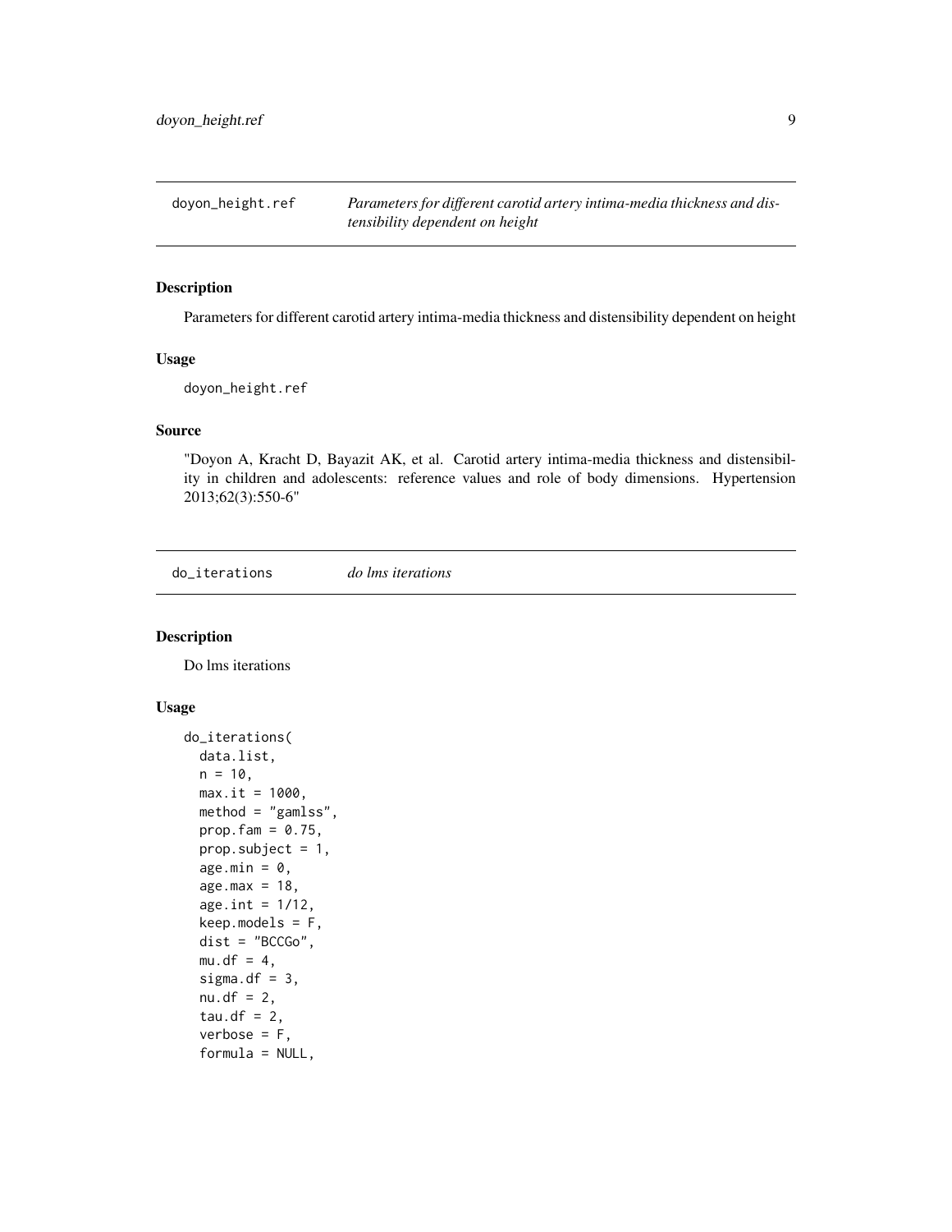## doyon_height.ref — *Parameters for different carotid artery intima-media thickness and distensibility dependent on height*

### Description

Parameters for different carotid artery intima-media thickness and distensibility dependent on height

### Usage

```
doyon_height.ref
```

### Source

"Doyon A, Kracht D, Bayazit AK, et al. Carotid artery intima-media thickness and distensibility in children and adolescents: reference values and role of body dimensions. Hypertension 2013;62(3):550-6"

## do_iterations — *do lms iterations*

### Description

Do lms iterations

### Usage

```
do_iterations(
  data.list,
  n = 10,
  max.it = 1000,
  method = "gamlss",
  prop.fam = 0.75,
  prop.subject = 1,
  age.min = 0,
  age.max = 18,
  age.int = 1/12,
  keep.models = F,
  dist = "BCCGo",
  mu.df = 4,
  sigma.df = 3,
  nu.df = 2,
  tau.df = 2,
  verbose = F,
  formula = NULL,
```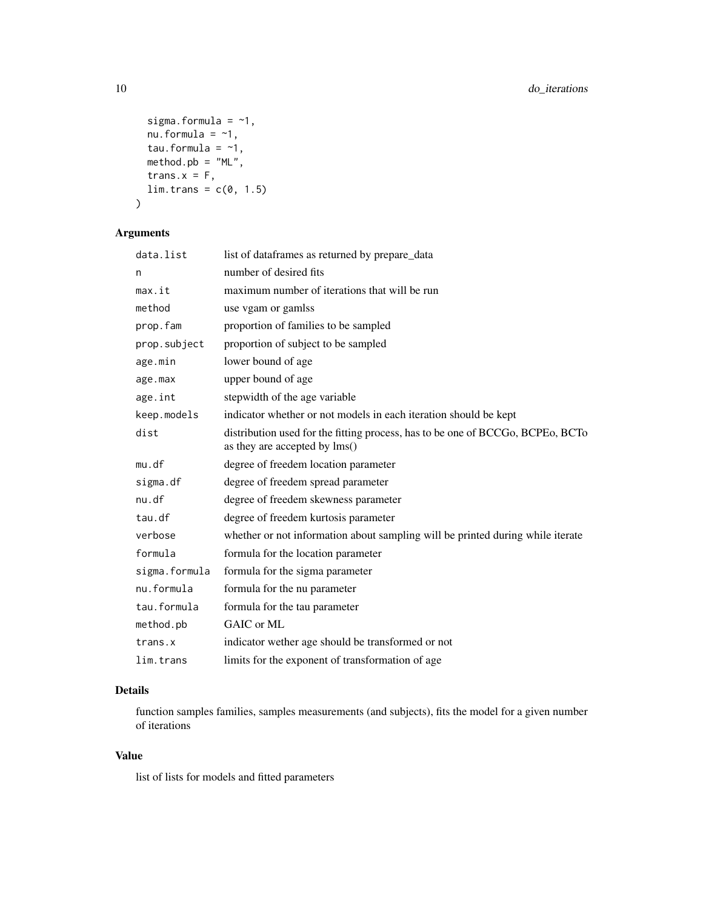```
  sigma.formula = ~1,
  nu.formula = ~1,
  tau.formula = ~1,
  method.pb = "ML",
  trans.x = F,
  lim.trans = c(0, 1.5)
)
```

## Arguments

| Argument | Description |
|---|---|
| data.list | list of dataframes as returned by prepare_data |
| n | number of desired fits |
| max.it | maximum number of iterations that will be run |
| method | use vgam or gamlss |
| prop.fam | proportion of families to be sampled |
| prop.subject | proportion of subject to be sampled |
| age.min | lower bound of age |
| age.max | upper bound of age |
| age.int | stepwidth of the age variable |
| keep.models | indicator whether or not models in each iteration should be kept |
| dist | distribution used for the fitting process, has to be one of BCCGo, BCPEo, BCTo as they are accepted by lms() |
| mu.df | degree of freedem location parameter |
| sigma.df | degree of freedem spread parameter |
| nu.df | degree of freedem skewness parameter |
| tau.df | degree of freedem kurtosis parameter |
| verbose | whether or not information about sampling will be printed during while iterate |
| formula | formula for the location parameter |
| sigma.formula | formula for the sigma parameter |
| nu.formula | formula for the nu parameter |
| tau.formula | formula for the tau parameter |
| method.pb | GAIC or ML |
| trans.x | indicator wether age should be transformed or not |
| lim.trans | limits for the exponent of transformation of age |

## Details

function samples families, samples measurements (and subjects), fits the model for a given number of iterations

## Value

list of lists for models and fitted parameters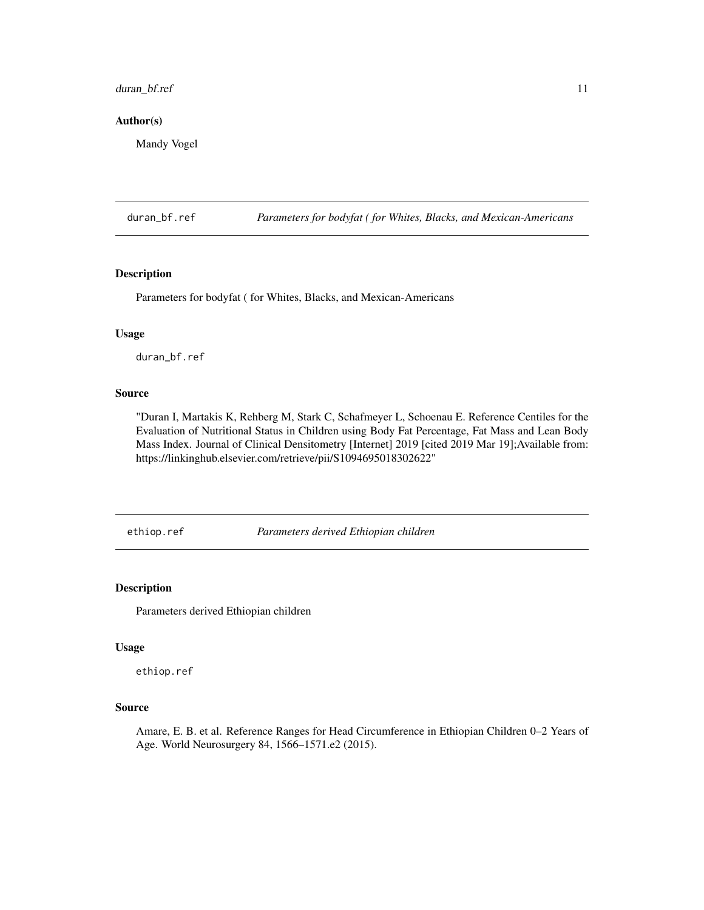## Author(s)

Mandy Vogel

---

`duran_bf.ref` *Parameters for bodyfat ( for Whites, Blacks, and Mexican-Americans*

---

## Description

Parameters for bodyfat ( for Whites, Blacks, and Mexican-Americans

## Usage

```
duran_bf.ref
```

## Source

"Duran I, Martakis K, Rehberg M, Stark C, Schafmeyer L, Schoenau E. Reference Centiles for the Evaluation of Nutritional Status in Children using Body Fat Percentage, Fat Mass and Lean Body Mass Index. Journal of Clinical Densitometry [Internet] 2019 [cited 2019 Mar 19];Available from: https://linkinghub.elsevier.com/retrieve/pii/S1094695018302622"

---

`ethiop.ref` *Parameters derived Ethiopian children*

---

## Description

Parameters derived Ethiopian children

## Usage

```
ethiop.ref
```

## Source

Amare, E. B. et al. Reference Ranges for Head Circumference in Ethiopian Children 0–2 Years of Age. World Neurosurgery 84, 1566–1571.e2 (2015).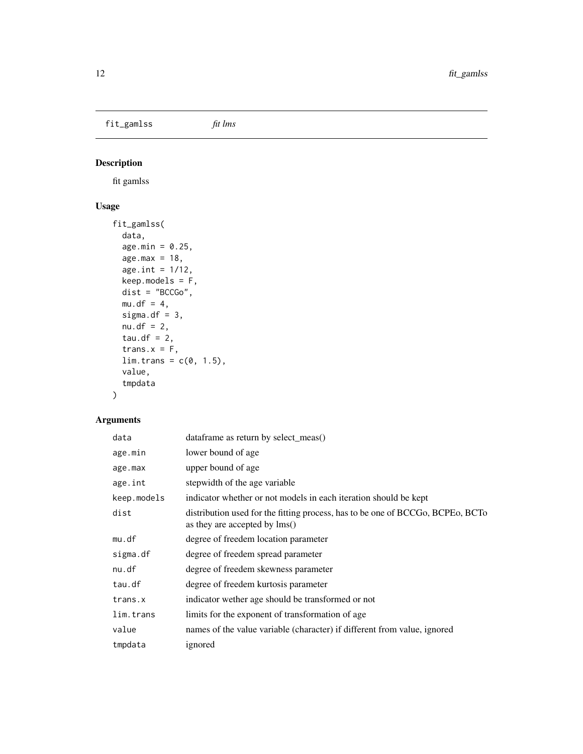fit_gamlss *fit lms*

## Description

fit gamlss

## Usage

```
fit_gamlss(
  data,
  age.min = 0.25,
  age.max = 18,
  age.int = 1/12,
  keep.models = F,
  dist = "BCCGo",
  mu.df = 4,
  sigma.df = 3,
  nu.df = 2,
  tau.df = 2,
  trans.x = F,
  lim.trans = c(0, 1.5),
  value,
  tmpdata
)
```

## Arguments

| | |
|---|---|
| data | dataframe as return by select_meas() |
| age.min | lower bound of age |
| age.max | upper bound of age |
| age.int | stepwidth of the age variable |
| keep.models | indicator whether or not models in each iteration should be kept |
| dist | distribution used for the fitting process, has to be one of BCCGo, BCPEo, BCTo as they are accepted by lms() |
| mu.df | degree of freedem location parameter |
| sigma.df | degree of freedem spread parameter |
| nu.df | degree of freedem skewness parameter |
| tau.df | degree of freedem kurtosis parameter |
| trans.x | indicator wether age should be transformed or not |
| lim.trans | limits for the exponent of transformation of age |
| value | names of the value variable (character) if different from value, ignored |
| tmpdata | ignored |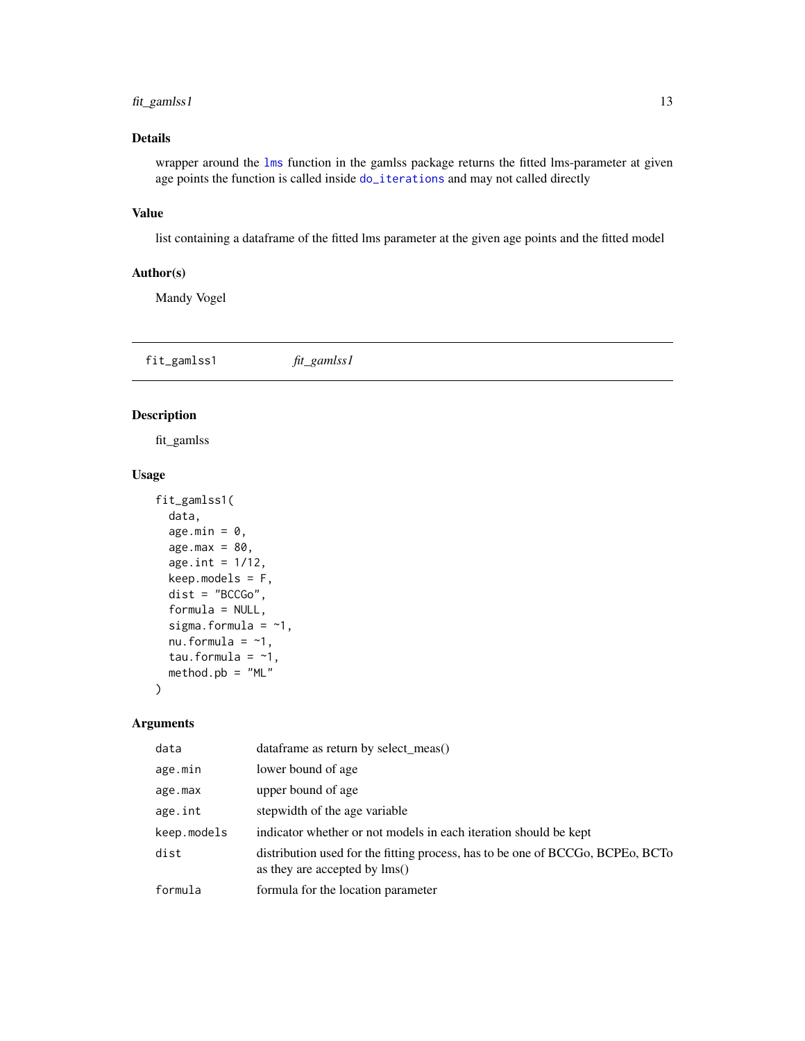## Details

wrapper around the lms function in the gamlss package returns the fitted lms-parameter at given age points the function is called inside do_iterations and may not called directly

## Value

list containing a dataframe of the fitted lms parameter at the given age points and the fitted model

## Author(s)

Mandy Vogel

---

# fit_gamlss1 &nbsp;&nbsp;&nbsp;&nbsp; *fit_gamlss1*

---

## Description

fit_gamlss

## Usage

```
fit_gamlss1(
  data,
  age.min = 0,
  age.max = 80,
  age.int = 1/12,
  keep.models = F,
  dist = "BCCGo",
  formula = NULL,
  sigma.formula = ~1,
  nu.formula = ~1,
  tau.formula = ~1,
  method.pb = "ML"
)
```

## Arguments

| | |
|---|---|
| `data` | dataframe as return by select_meas() |
| `age.min` | lower bound of age |
| `age.max` | upper bound of age |
| `age.int` | stepwidth of the age variable |
| `keep.models` | indicator whether or not models in each iteration should be kept |
| `dist` | distribution used for the fitting process, has to be one of BCCGo, BCPEo, BCTo as they are accepted by lms() |
| `formula` | formula for the location parameter |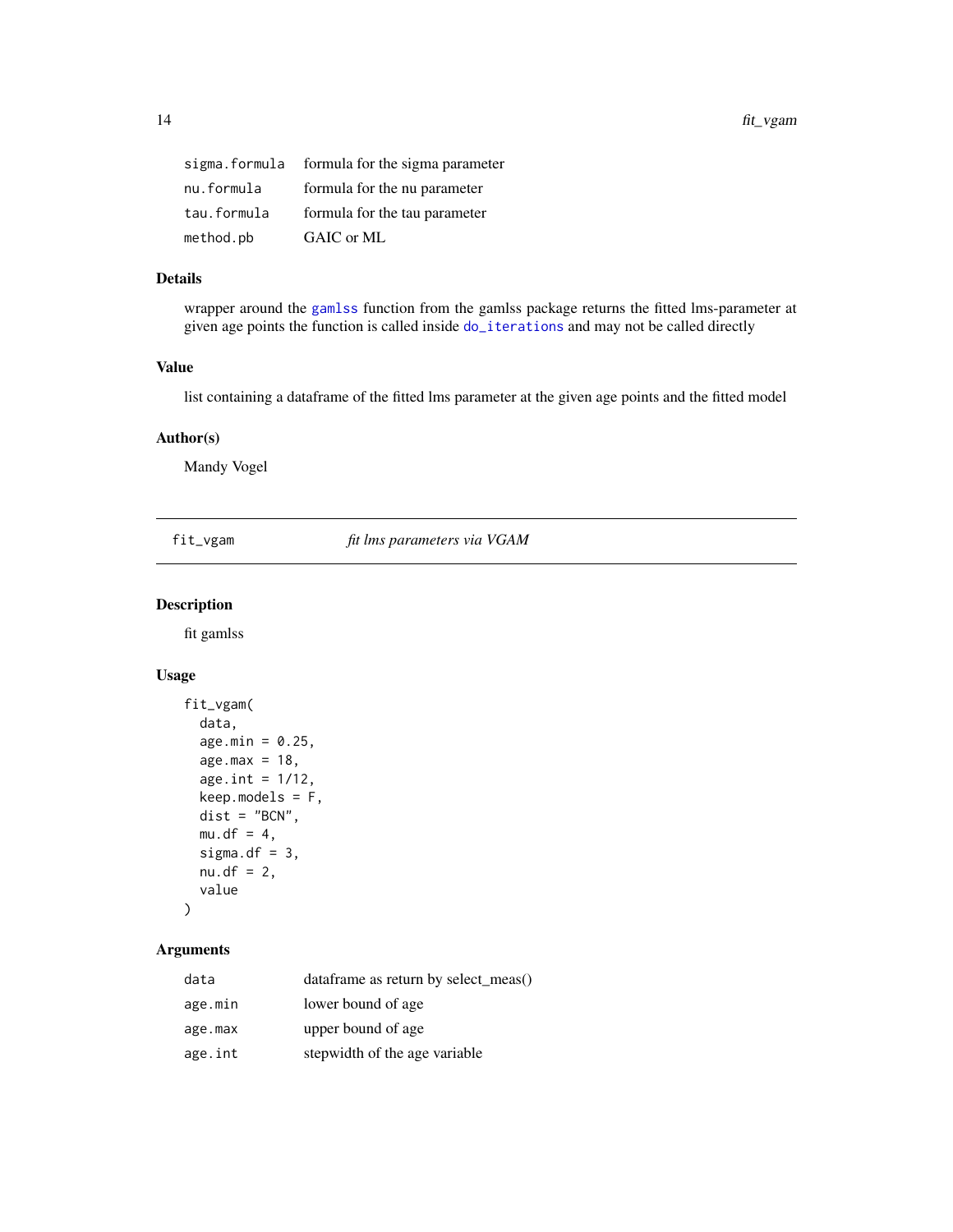| | |
|---|---|
| sigma.formula | formula for the sigma parameter |
| nu.formula | formula for the nu parameter |
| tau.formula | formula for the tau parameter |
| method.pb | GAIC or ML |

### Details

wrapper around the gamlss function from the gamlss package returns the fitted lms-parameter at given age points the function is called inside do_iterations and may not be called directly

### Value

list containing a dataframe of the fitted lms parameter at the given age points and the fitted model

### Author(s)

Mandy Vogel

---

## fit_vgam &nbsp;&nbsp;&nbsp; *fit lms parameters via VGAM*

---

### Description

fit gamlss

### Usage

```
fit_vgam(
  data,
  age.min = 0.25,
  age.max = 18,
  age.int = 1/12,
  keep.models = F,
  dist = "BCN",
  mu.df = 4,
  sigma.df = 3,
  nu.df = 2,
  value
)
```

### Arguments

| | |
|---|---|
| data | dataframe as return by select_meas() |
| age.min | lower bound of age |
| age.max | upper bound of age |
| age.int | stepwidth of the age variable |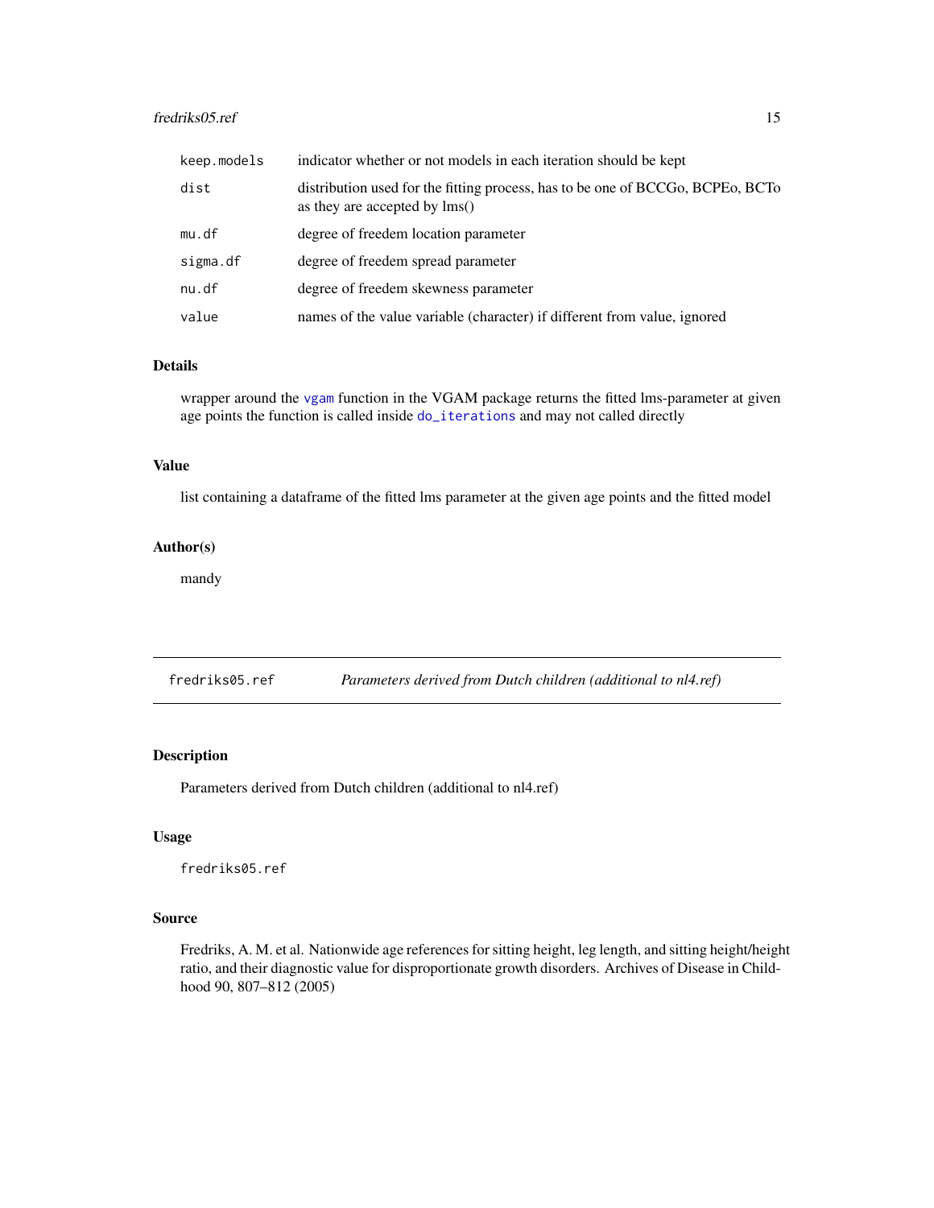| | |
|---|---|
| keep.models | indicator whether or not models in each iteration should be kept |
| dist | distribution used for the fitting process, has to be one of BCCGo, BCPEo, BCTo as they are accepted by lms() |
| mu.df | degree of freedem location parameter |
| sigma.df | degree of freedem spread parameter |
| nu.df | degree of freedem skewness parameter |
| value | names of the value variable (character) if different from value, ignored |

### Details

wrapper around the vgam function in the VGAM package returns the fitted lms-parameter at given age points the function is called inside do_iterations and may not called directly

### Value

list containing a dataframe of the fitted lms parameter at the given age points and the fitted model

### Author(s)

mandy

## fredriks05.ref — *Parameters derived from Dutch children (additional to nl4.ref)*

### Description

Parameters derived from Dutch children (additional to nl4.ref)

### Usage

```
fredriks05.ref
```

### Source

Fredriks, A. M. et al. Nationwide age references for sitting height, leg length, and sitting height/height ratio, and their diagnostic value for disproportionate growth disorders. Archives of Disease in Childhood 90, 807–812 (2005)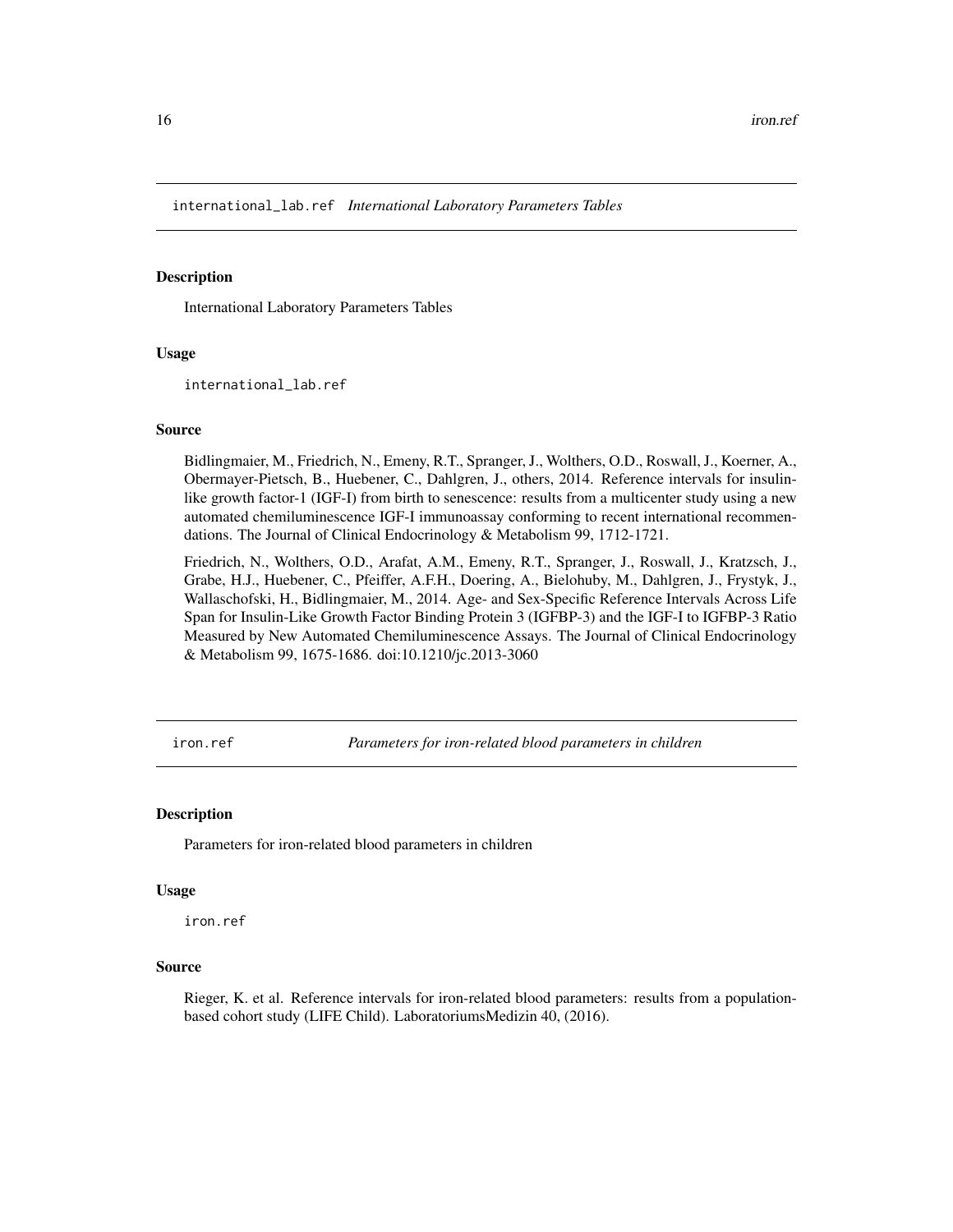## international_lab.ref *International Laboratory Parameters Tables*

### Description

International Laboratory Parameters Tables

### Usage

```
international_lab.ref
```

### Source

Bidlingmaier, M., Friedrich, N., Emeny, R.T., Spranger, J., Wolthers, O.D., Roswall, J., Koerner, A., Obermayer-Pietsch, B., Huebener, C., Dahlgren, J., others, 2014. Reference intervals for insulin-like growth factor-1 (IGF-I) from birth to senescence: results from a multicenter study using a new automated chemiluminescence IGF-I immunoassay conforming to recent international recommendations. The Journal of Clinical Endocrinology & Metabolism 99, 1712-1721.

Friedrich, N., Wolthers, O.D., Arafat, A.M., Emeny, R.T., Spranger, J., Roswall, J., Kratzsch, J., Grabe, H.J., Huebener, C., Pfeiffer, A.F.H., Doering, A., Bielohuby, M., Dahlgren, J., Frystyk, J., Wallaschofski, H., Bidlingmaier, M., 2014. Age- and Sex-Specific Reference Intervals Across Life Span for Insulin-Like Growth Factor Binding Protein 3 (IGFBP-3) and the IGF-I to IGFBP-3 Ratio Measured by New Automated Chemiluminescence Assays. The Journal of Clinical Endocrinology & Metabolism 99, 1675-1686. doi:10.1210/jc.2013-3060

## iron.ref *Parameters for iron-related blood parameters in children*

### Description

Parameters for iron-related blood parameters in children

### Usage

```
iron.ref
```

### Source

Rieger, K. et al. Reference intervals for iron-related blood parameters: results from a population-based cohort study (LIFE Child). LaboratoriumsMedizin 40, (2016).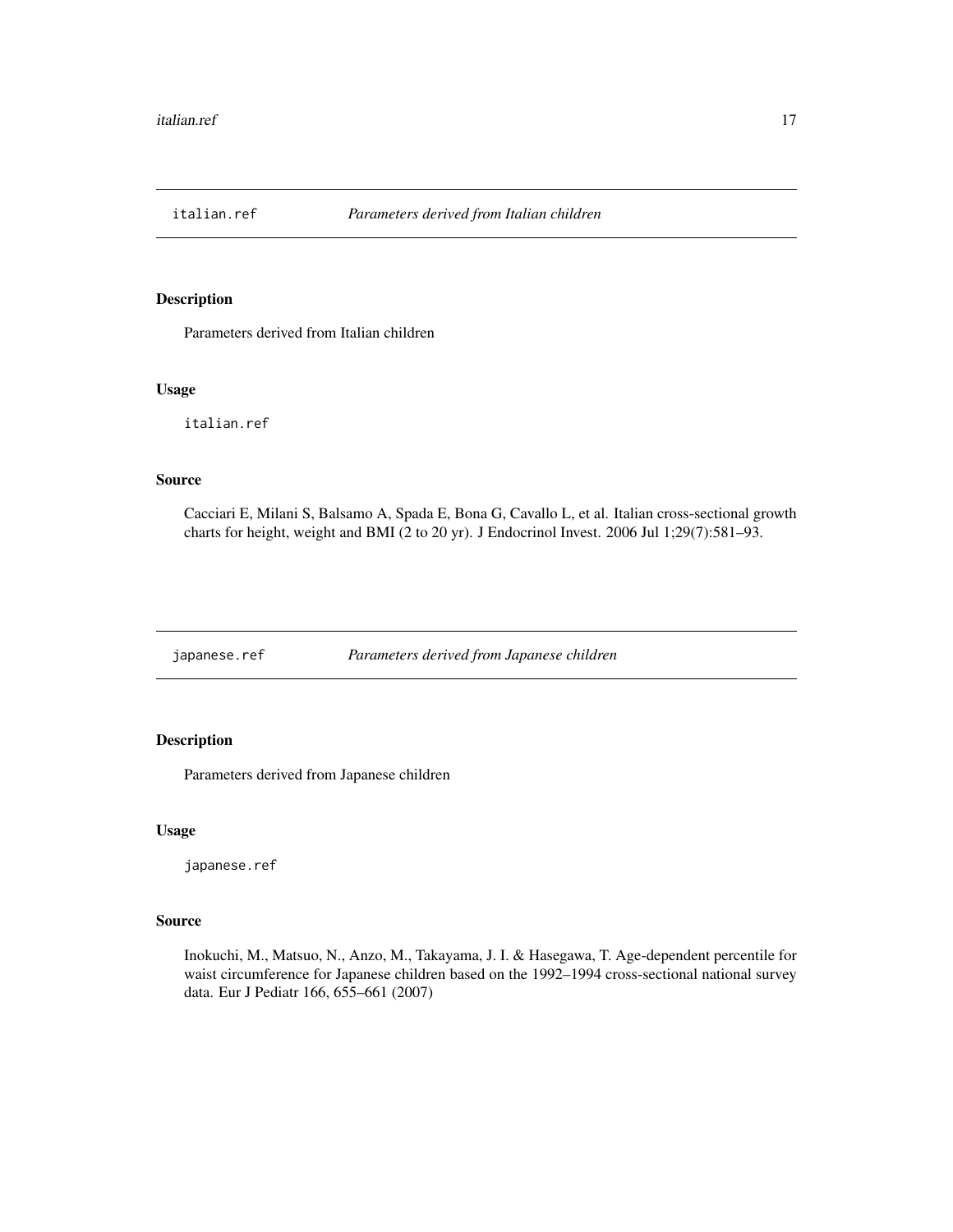## italian.ref *Parameters derived from Italian children*

### Description

Parameters derived from Italian children

### Usage

```
italian.ref
```

### Source

Cacciari E, Milani S, Balsamo A, Spada E, Bona G, Cavallo L, et al. Italian cross-sectional growth charts for height, weight and BMI (2 to 20 yr). J Endocrinol Invest. 2006 Jul 1;29(7):581–93.

## japanese.ref *Parameters derived from Japanese children*

### Description

Parameters derived from Japanese children

### Usage

```
japanese.ref
```

### Source

Inokuchi, M., Matsuo, N., Anzo, M., Takayama, J. I. & Hasegawa, T. Age-dependent percentile for waist circumference for Japanese children based on the 1992–1994 cross-sectional national survey data. Eur J Pediatr 166, 655–661 (2007)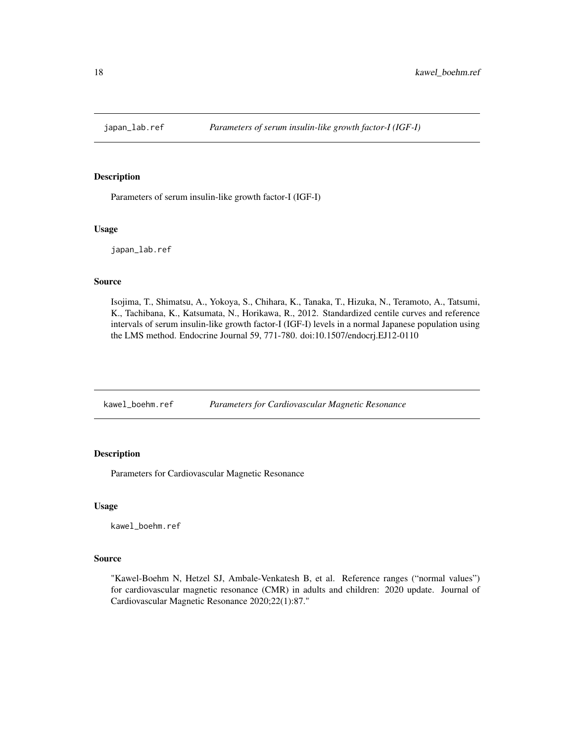## japan_lab.ref *Parameters of serum insulin-like growth factor-I (IGF-I)*

### Description

Parameters of serum insulin-like growth factor-I (IGF-I)

### Usage

```
japan_lab.ref
```

### Source

Isojima, T., Shimatsu, A., Yokoya, S., Chihara, K., Tanaka, T., Hizuka, N., Teramoto, A., Tatsumi, K., Tachibana, K., Katsumata, N., Horikawa, R., 2012. Standardized centile curves and reference intervals of serum insulin-like growth factor-I (IGF-I) levels in a normal Japanese population using the LMS method. Endocrine Journal 59, 771-780. doi:10.1507/endocrj.EJ12-0110

## kawel_boehm.ref *Parameters for Cardiovascular Magnetic Resonance*

### Description

Parameters for Cardiovascular Magnetic Resonance

### Usage

```
kawel_boehm.ref
```

### Source

"Kawel-Boehm N, Hetzel SJ, Ambale-Venkatesh B, et al. Reference ranges ("normal values") for cardiovascular magnetic resonance (CMR) in adults and children: 2020 update. Journal of Cardiovascular Magnetic Resonance 2020;22(1):87."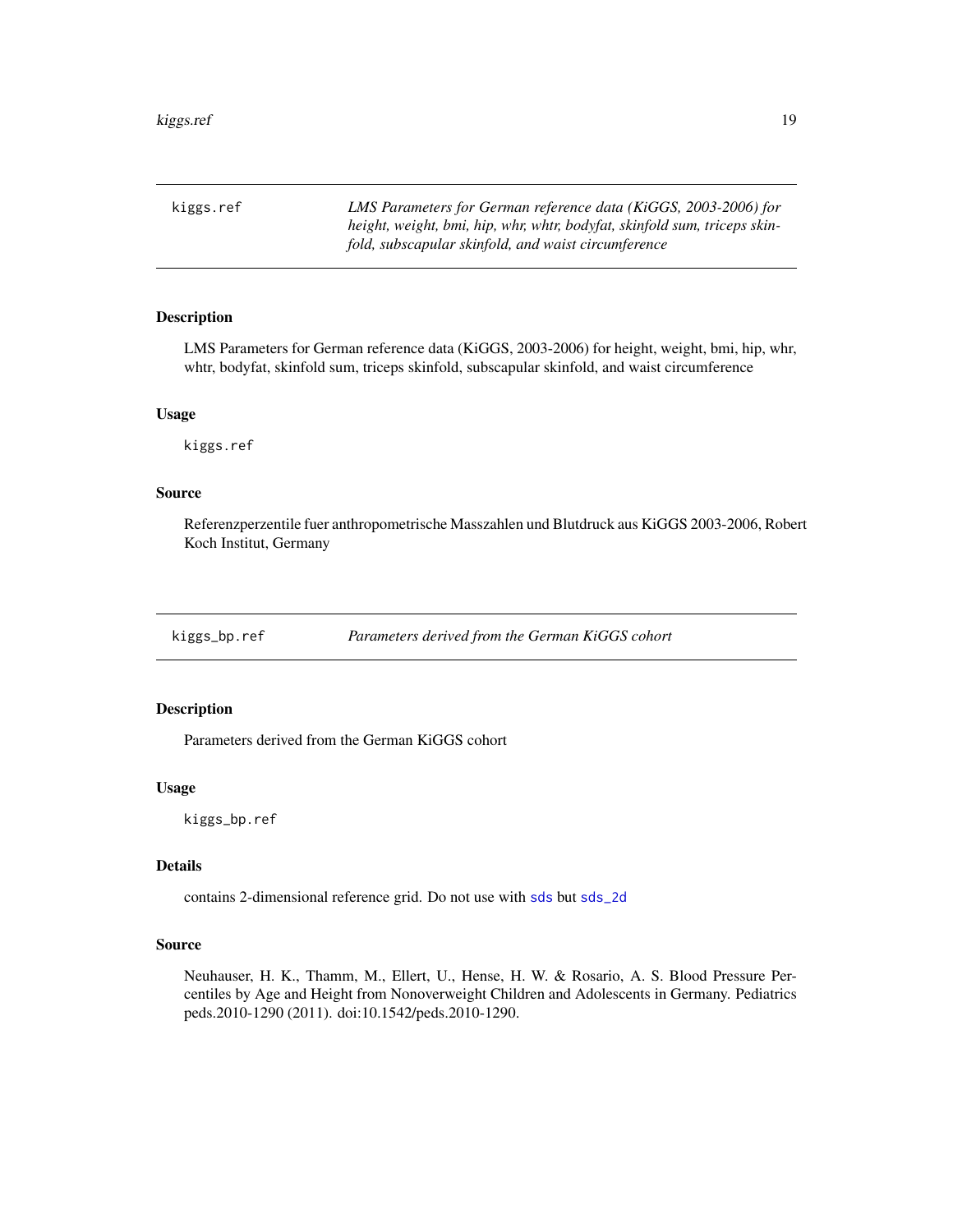## kiggs.ref

*LMS Parameters for German reference data (KiGGS, 2003-2006) for height, weight, bmi, hip, whr, whtr, bodyfat, skinfold sum, triceps skinfold, subscapular skinfold, and waist circumference*

### Description

LMS Parameters for German reference data (KiGGS, 2003-2006) for height, weight, bmi, hip, whr, whtr, bodyfat, skinfold sum, triceps skinfold, subscapular skinfold, and waist circumference

### Usage

```
kiggs.ref
```

### Source

Referenzperzentile fuer anthropometrische Masszahlen und Blutdruck aus KiGGS 2003-2006, Robert Koch Institut, Germany

## kiggs_bp.ref

*Parameters derived from the German KiGGS cohort*

### Description

Parameters derived from the German KiGGS cohort

### Usage

```
kiggs_bp.ref
```

### Details

contains 2-dimensional reference grid. Do not use with `sds` but `sds_2d`

### Source

Neuhauser, H. K., Thamm, M., Ellert, U., Hense, H. W. & Rosario, A. S. Blood Pressure Percentiles by Age and Height from Nonoverweight Children and Adolescents in Germany. Pediatrics peds.2010-1290 (2011). doi:10.1542/peds.2010-1290.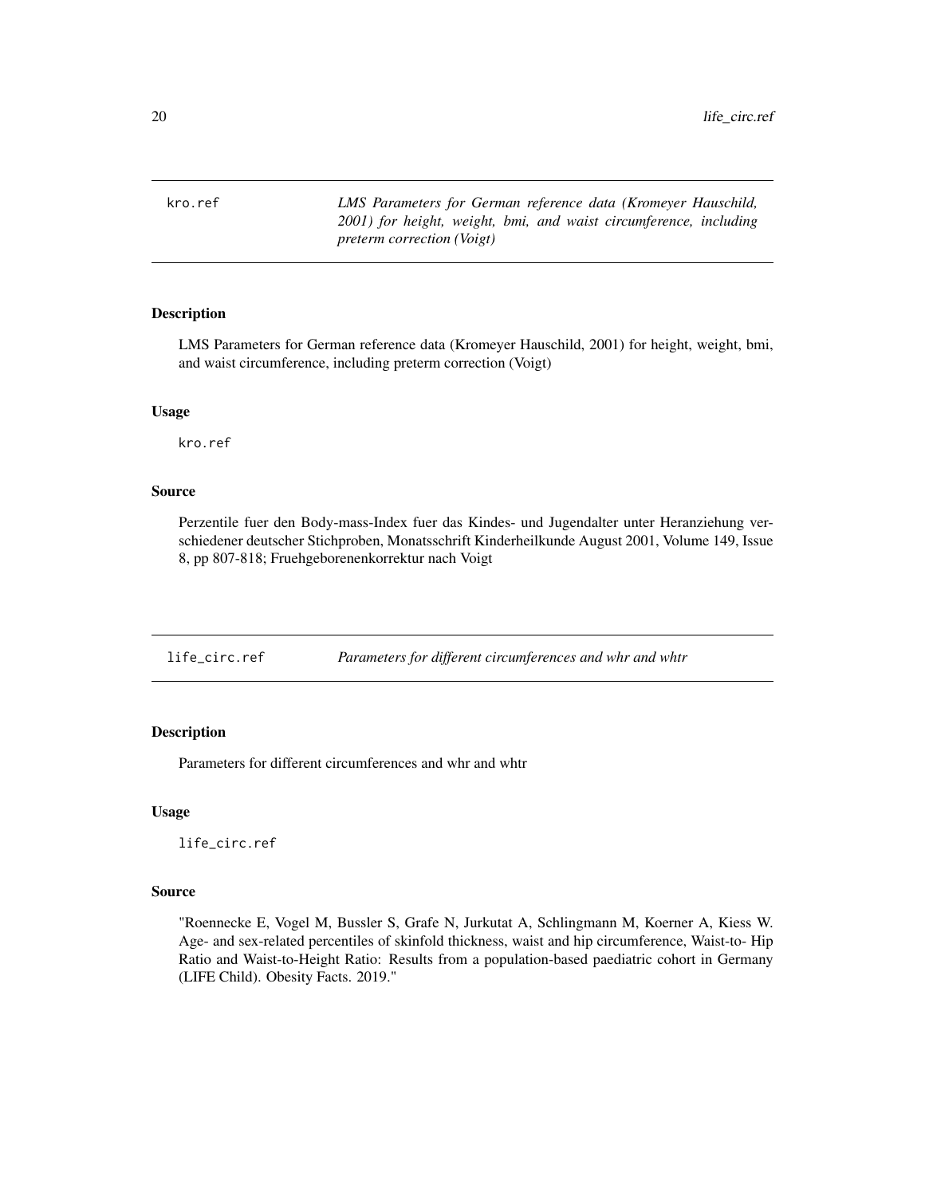## kro.ref

*LMS Parameters for German reference data (Kromeyer Hauschild, 2001) for height, weight, bmi, and waist circumference, including preterm correction (Voigt)*

### Description

LMS Parameters for German reference data (Kromeyer Hauschild, 2001) for height, weight, bmi, and waist circumference, including preterm correction (Voigt)

### Usage

```
kro.ref
```

### Source

Perzentile fuer den Body-mass-Index fuer das Kindes- und Jugendalter unter Heranziehung verschiedener deutscher Stichproben, Monatsschrift Kinderheilkunde August 2001, Volume 149, Issue 8, pp 807-818; Fruehgeborenenkorrektur nach Voigt

## life_circ.ref

*Parameters for different circumferences and whr and whtr*

### Description

Parameters for different circumferences and whr and whtr

### Usage

```
life_circ.ref
```

### Source

"Roennecke E, Vogel M, Bussler S, Grafe N, Jurkutat A, Schlingmann M, Koerner A, Kiess W. Age- and sex-related percentiles of skinfold thickness, waist and hip circumference, Waist-to- Hip Ratio and Waist-to-Height Ratio: Results from a population-based paediatric cohort in Germany (LIFE Child). Obesity Facts. 2019."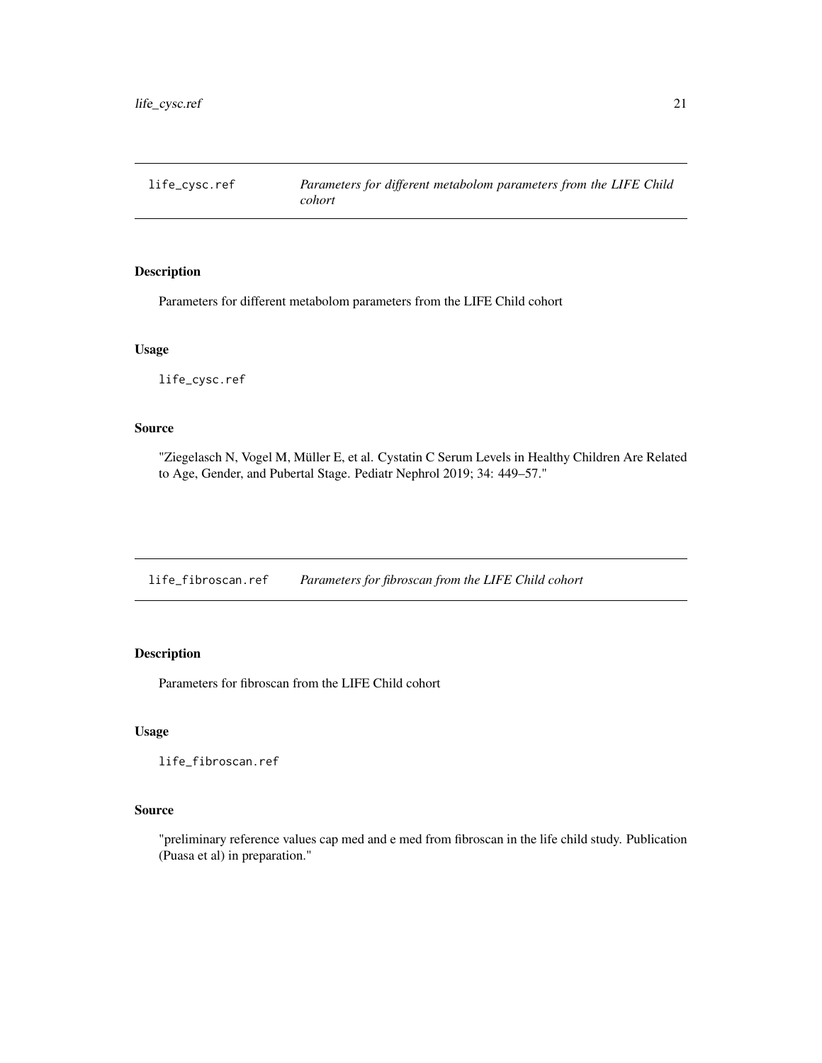## life_cysc.ref — *Parameters for different metabolom parameters from the LIFE Child cohort*

### Description

Parameters for different metabolom parameters from the LIFE Child cohort

### Usage

```
life_cysc.ref
```

### Source

"Ziegelasch N, Vogel M, Müller E, et al. Cystatin C Serum Levels in Healthy Children Are Related to Age, Gender, and Pubertal Stage. Pediatr Nephrol 2019; 34: 449–57."

## life_fibroscan.ref — *Parameters for fibroscan from the LIFE Child cohort*

### Description

Parameters for fibroscan from the LIFE Child cohort

### Usage

```
life_fibroscan.ref
```

### Source

"preliminary reference values cap med and e med from fibroscan in the life child study. Publication (Puasa et al) in preparation."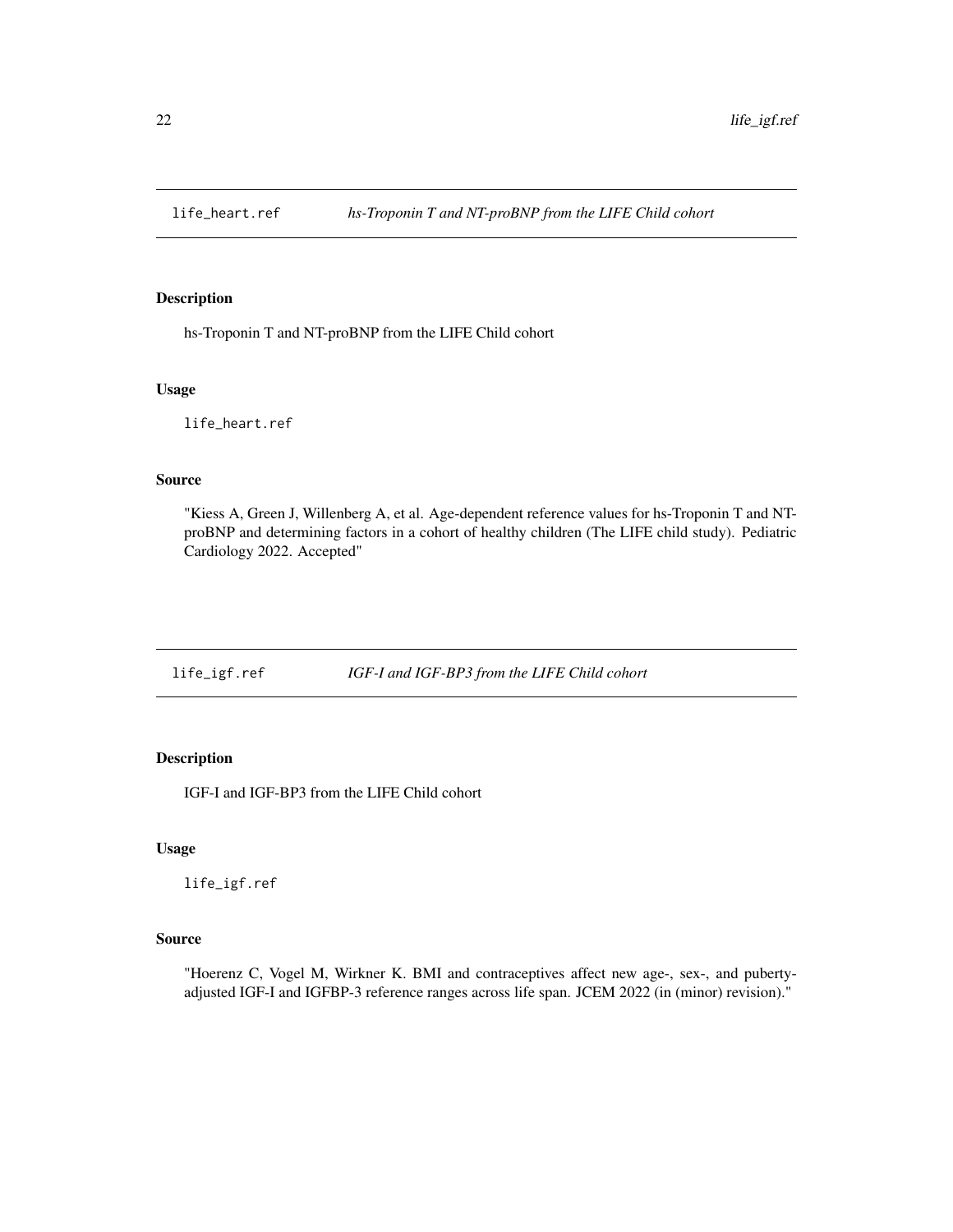## life_heart.ref *hs-Troponin T and NT-proBNP from the LIFE Child cohort*

### Description

hs-Troponin T and NT-proBNP from the LIFE Child cohort

### Usage

```
life_heart.ref
```

### Source

"Kiess A, Green J, Willenberg A, et al. Age-dependent reference values for hs-Troponin T and NT-proBNP and determining factors in a cohort of healthy children (The LIFE child study). Pediatric Cardiology 2022. Accepted"

## life_igf.ref *IGF-I and IGF-BP3 from the LIFE Child cohort*

### Description

IGF-I and IGF-BP3 from the LIFE Child cohort

### Usage

```
life_igf.ref
```

### Source

"Hoerenz C, Vogel M, Wirkner K. BMI and contraceptives affect new age-, sex-, and puberty-adjusted IGF-I and IGFBP-3 reference ranges across life span. JCEM 2022 (in (minor) revision)."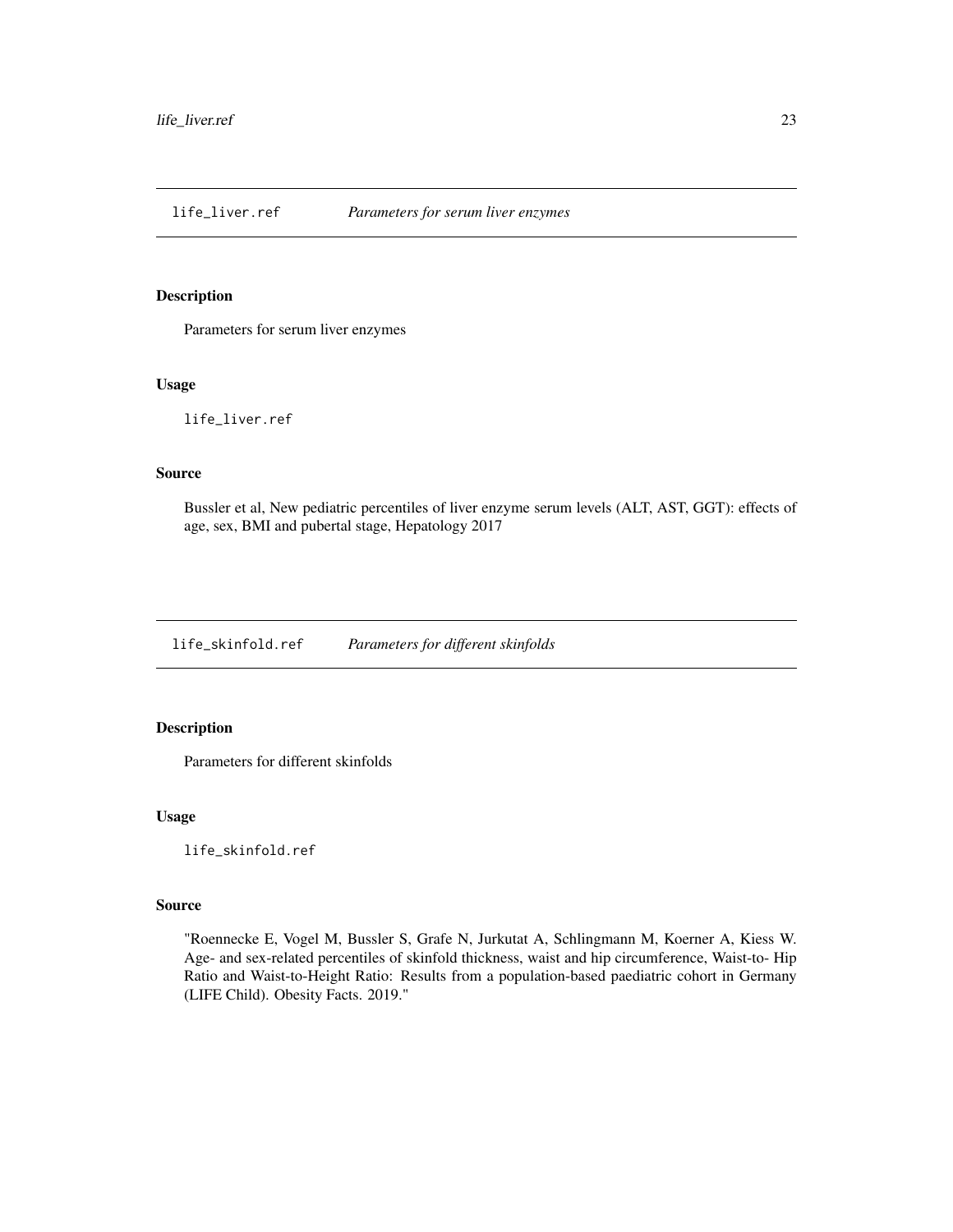## life_liver.ref *Parameters for serum liver enzymes*

### Description

Parameters for serum liver enzymes

### Usage

```
life_liver.ref
```

### Source

Bussler et al, New pediatric percentiles of liver enzyme serum levels (ALT, AST, GGT): effects of age, sex, BMI and pubertal stage, Hepatology 2017

## life_skinfold.ref *Parameters for different skinfolds*

### Description

Parameters for different skinfolds

### Usage

```
life_skinfold.ref
```

### Source

"Roennecke E, Vogel M, Bussler S, Grafe N, Jurkutat A, Schlingmann M, Koerner A, Kiess W. Age- and sex-related percentiles of skinfold thickness, waist and hip circumference, Waist-to- Hip Ratio and Waist-to-Height Ratio: Results from a population-based paediatric cohort in Germany (LIFE Child). Obesity Facts. 2019."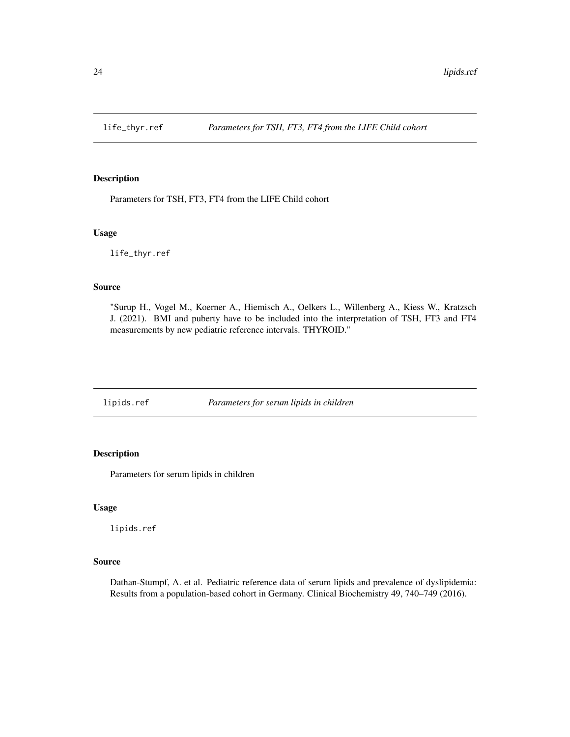## life_thyr.ref *Parameters for TSH, FT3, FT4 from the LIFE Child cohort*

### Description

Parameters for TSH, FT3, FT4 from the LIFE Child cohort

### Usage

```
life_thyr.ref
```

### Source

"Surup H., Vogel M., Koerner A., Hiemisch A., Oelkers L., Willenberg A., Kiess W., Kratzsch J. (2021). BMI and puberty have to be included into the interpretation of TSH, FT3 and FT4 measurements by new pediatric reference intervals. THYROID."

## lipids.ref *Parameters for serum lipids in children*

### Description

Parameters for serum lipids in children

### Usage

```
lipids.ref
```

### Source

Dathan-Stumpf, A. et al. Pediatric reference data of serum lipids and prevalence of dyslipidemia: Results from a population-based cohort in Germany. Clinical Biochemistry 49, 740–749 (2016).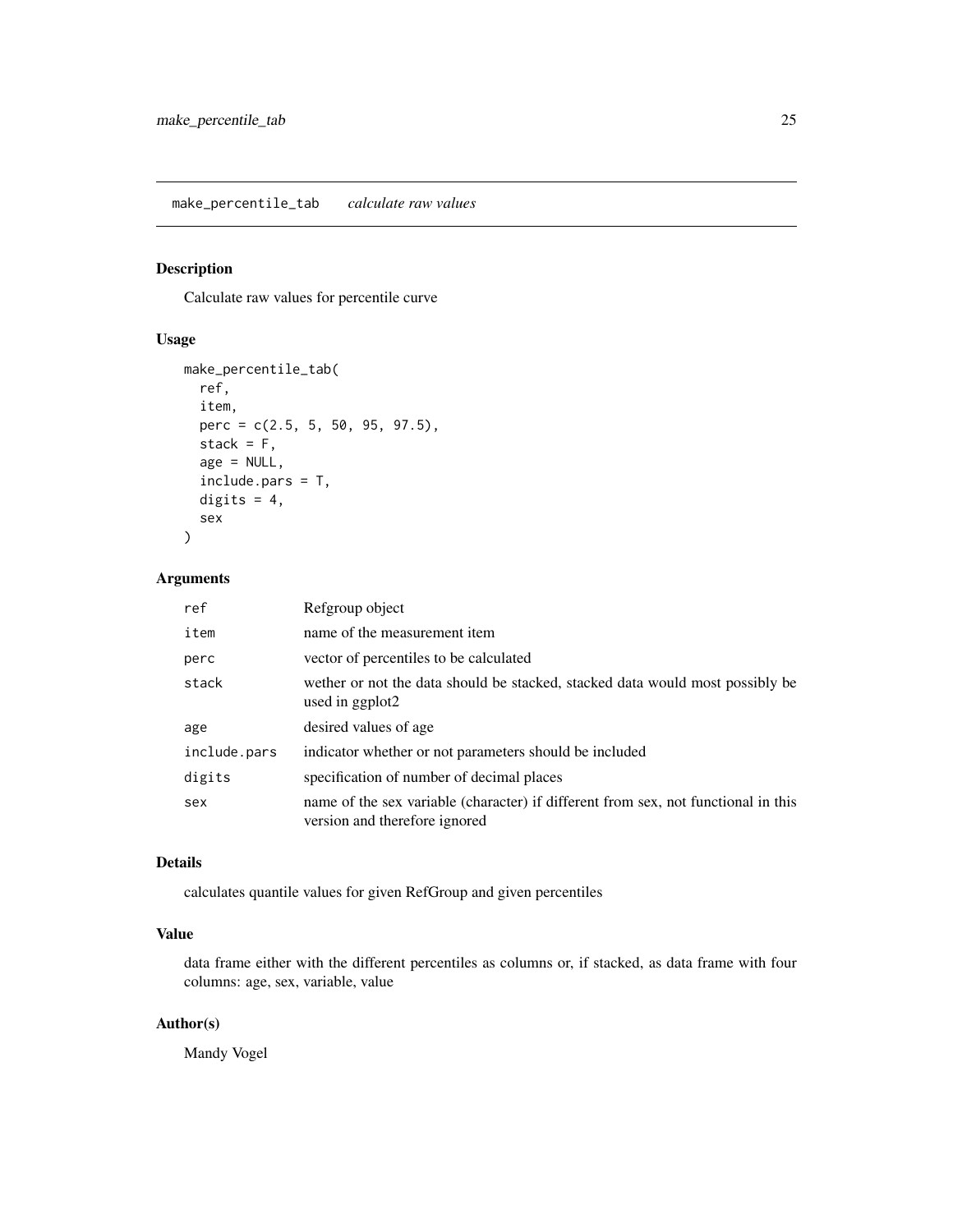## make_percentile_tab *calculate raw values*

### Description

Calculate raw values for percentile curve

### Usage

```
make_percentile_tab(
  ref,
  item,
  perc = c(2.5, 5, 50, 95, 97.5),
  stack = F,
  age = NULL,
  include.pars = T,
  digits = 4,
  sex
)
```

### Arguments

| | |
|---|---|
| ref | Refgroup object |
| item | name of the measurement item |
| perc | vector of percentiles to be calculated |
| stack | wether or not the data should be stacked, stacked data would most possibly be used in ggplot2 |
| age | desired values of age |
| include.pars | indicator whether or not parameters should be included |
| digits | specification of number of decimal places |
| sex | name of the sex variable (character) if different from sex, not functional in this version and therefore ignored |

### Details

calculates quantile values for given RefGroup and given percentiles

### Value

data frame either with the different percentiles as columns or, if stacked, as data frame with four columns: age, sex, variable, value

### Author(s)

Mandy Vogel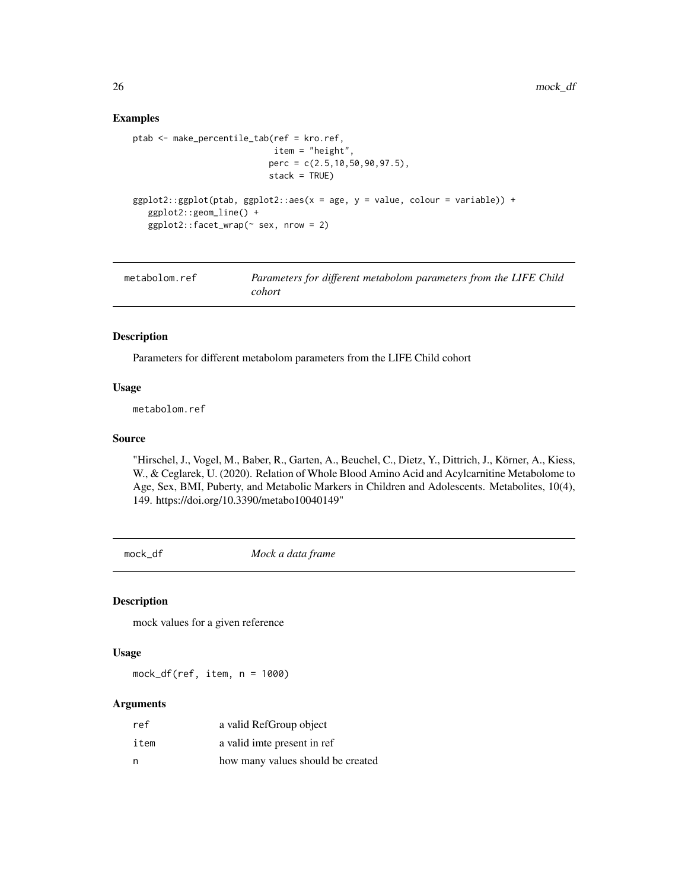### Examples

```
ptab <- make_percentile_tab(ref = kro.ref,
                            item = "height",
                           perc = c(2.5,10,50,90,97.5),
                           stack = TRUE)

ggplot2::ggplot(ptab, ggplot2::aes(x = age, y = value, colour = variable)) +
   ggplot2::geom_line() +
   ggplot2::facet_wrap(~ sex, nrow = 2)
```

---

## metabolom.ref — *Parameters for different metabolom parameters from the LIFE Child cohort*

### Description

Parameters for different metabolom parameters from the LIFE Child cohort

### Usage

```
metabolom.ref
```

### Source

"Hirschel, J., Vogel, M., Baber, R., Garten, A., Beuchel, C., Dietz, Y., Dittrich, J., Körner, A., Kiess, W., & Ceglarek, U. (2020). Relation of Whole Blood Amino Acid and Acylcarnitine Metabolome to Age, Sex, BMI, Puberty, and Metabolic Markers in Children and Adolescents. Metabolites, 10(4), 149. https://doi.org/10.3390/metabo10040149"

---

## mock_df — *Mock a data frame*

### Description

mock values for a given reference

### Usage

```
mock_df(ref, item, n = 1000)
```

### Arguments

| | |
|---|---|
| ref | a valid RefGroup object |
| item | a valid imte present in ref |
| n | how many values should be created |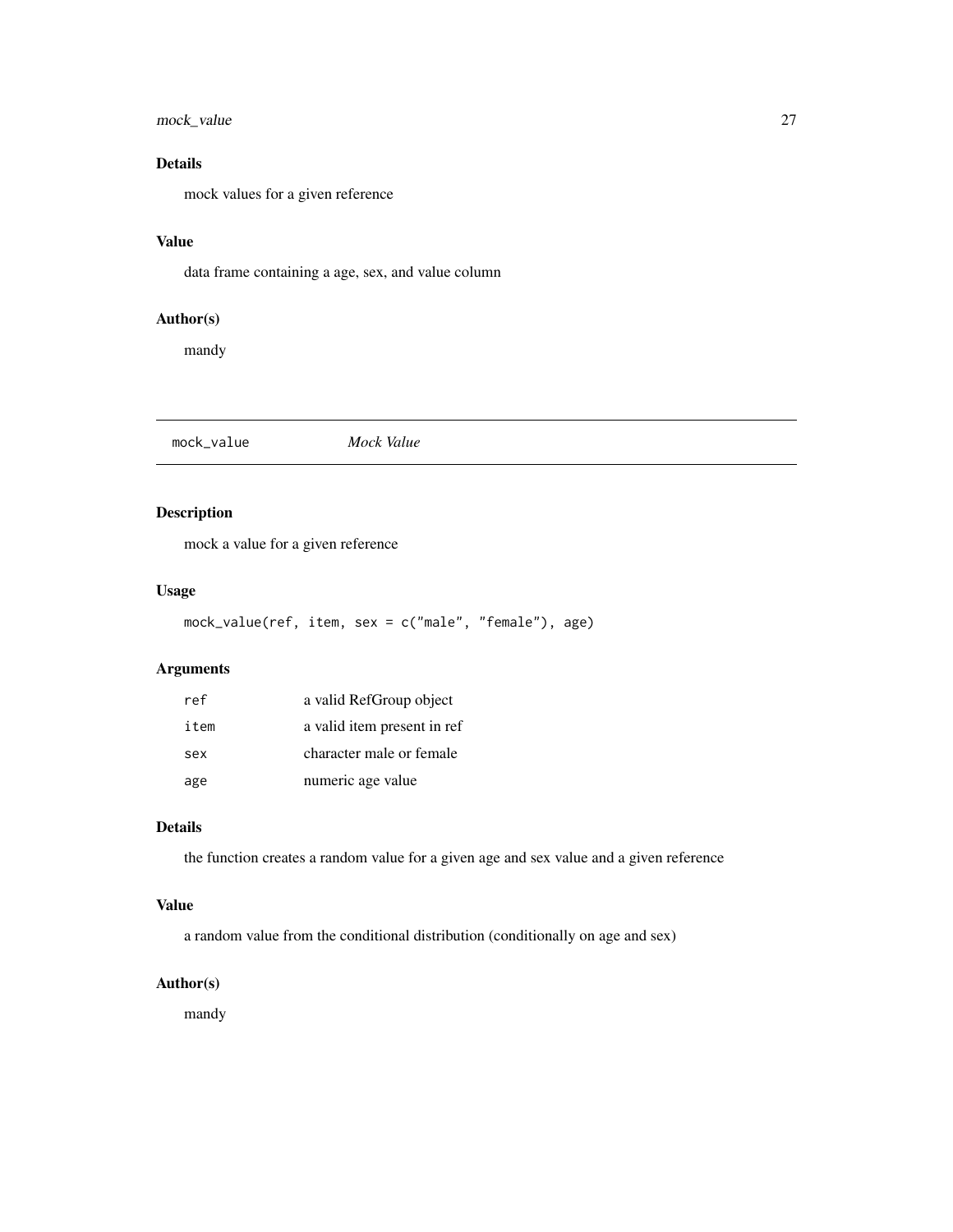## Details

mock values for a given reference

## Value

data frame containing a age, sex, and value column

## Author(s)

mandy

---

# mock_value    *Mock Value*

---

## Description

mock a value for a given reference

## Usage

```
mock_value(ref, item, sex = c("male", "female"), age)
```

## Arguments

| | |
|---|---|
| ref | a valid RefGroup object |
| item | a valid item present in ref |
| sex | character male or female |
| age | numeric age value |

## Details

the function creates a random value for a given age and sex value and a given reference

## Value

a random value from the conditional distribution (conditionally on age and sex)

## Author(s)

mandy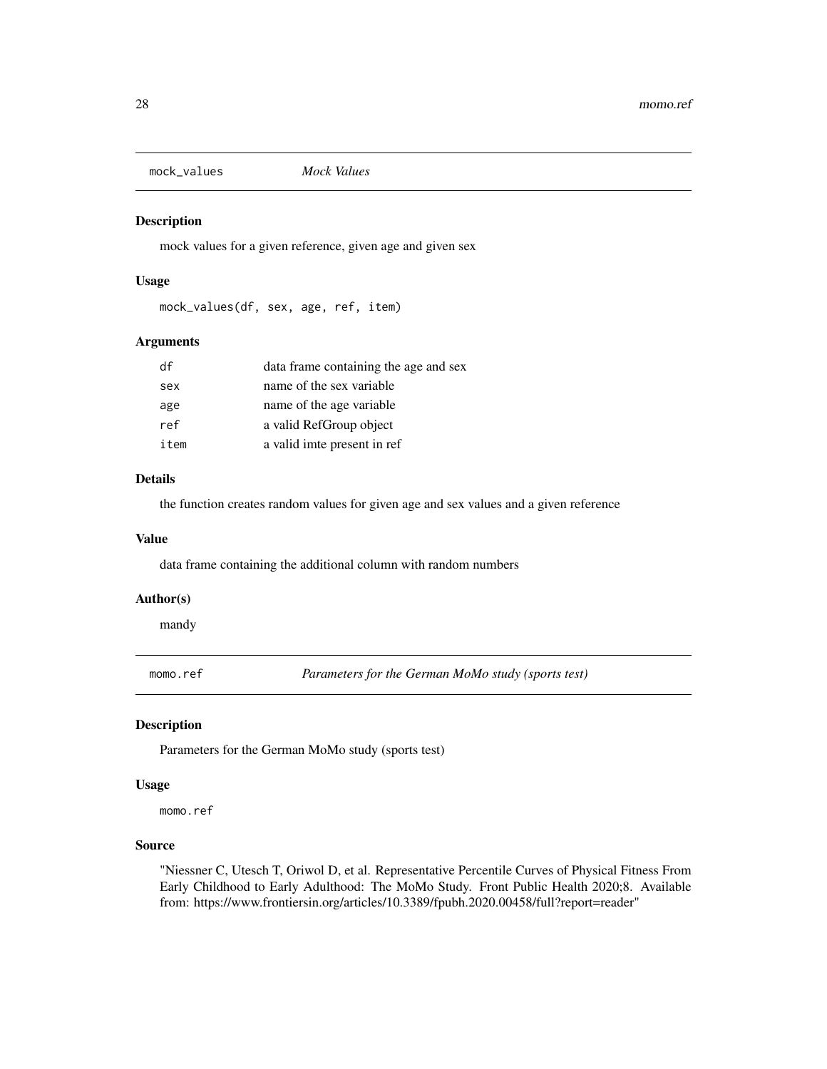## mock_values *Mock Values*

### Description

mock values for a given reference, given age and given sex

### Usage

```
mock_values(df, sex, age, ref, item)
```

### Arguments

| | |
|---|---|
| df | data frame containing the age and sex |
| sex | name of the sex variable |
| age | name of the age variable |
| ref | a valid RefGroup object |
| item | a valid imte present in ref |

### Details

the function creates random values for given age and sex values and a given reference

### Value

data frame containing the additional column with random numbers

### Author(s)

mandy

## momo.ref *Parameters for the German MoMo study (sports test)*

### Description

Parameters for the German MoMo study (sports test)

### Usage

```
momo.ref
```

### Source

"Niessner C, Utesch T, Oriwol D, et al. Representative Percentile Curves of Physical Fitness From Early Childhood to Early Adulthood: The MoMo Study. Front Public Health 2020;8. Available from: https://www.frontiersin.org/articles/10.3389/fpubh.2020.00458/full?report=reader"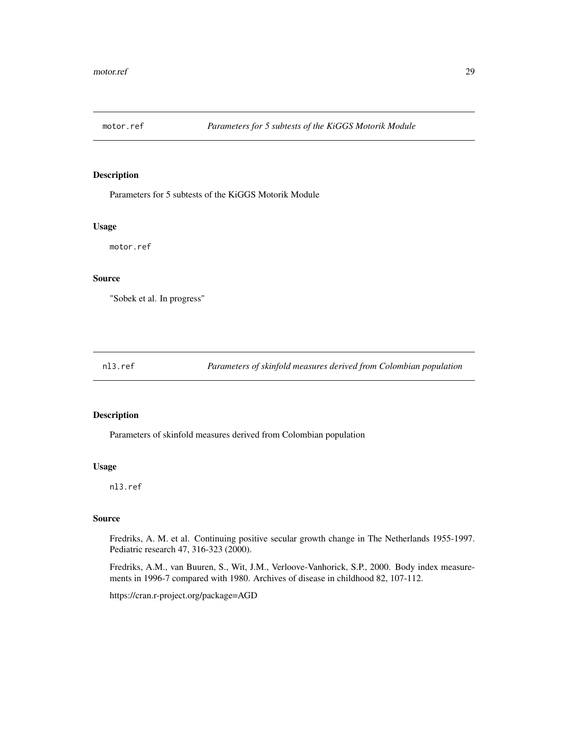## motor.ref    *Parameters for 5 subtests of the KiGGS Motorik Module*

### Description

Parameters for 5 subtests of the KiGGS Motorik Module

### Usage

```
motor.ref
```

### Source

"Sobek et al. In progress"

## nl3.ref    *Parameters of skinfold measures derived from Colombian population*

### Description

Parameters of skinfold measures derived from Colombian population

### Usage

```
nl3.ref
```

### Source

Fredriks, A. M. et al. Continuing positive secular growth change in The Netherlands 1955-1997. Pediatric research 47, 316-323 (2000).

Fredriks, A.M., van Buuren, S., Wit, J.M., Verloove-Vanhorick, S.P., 2000. Body index measurements in 1996-7 compared with 1980. Archives of disease in childhood 82, 107-112.

https://cran.r-project.org/package=AGD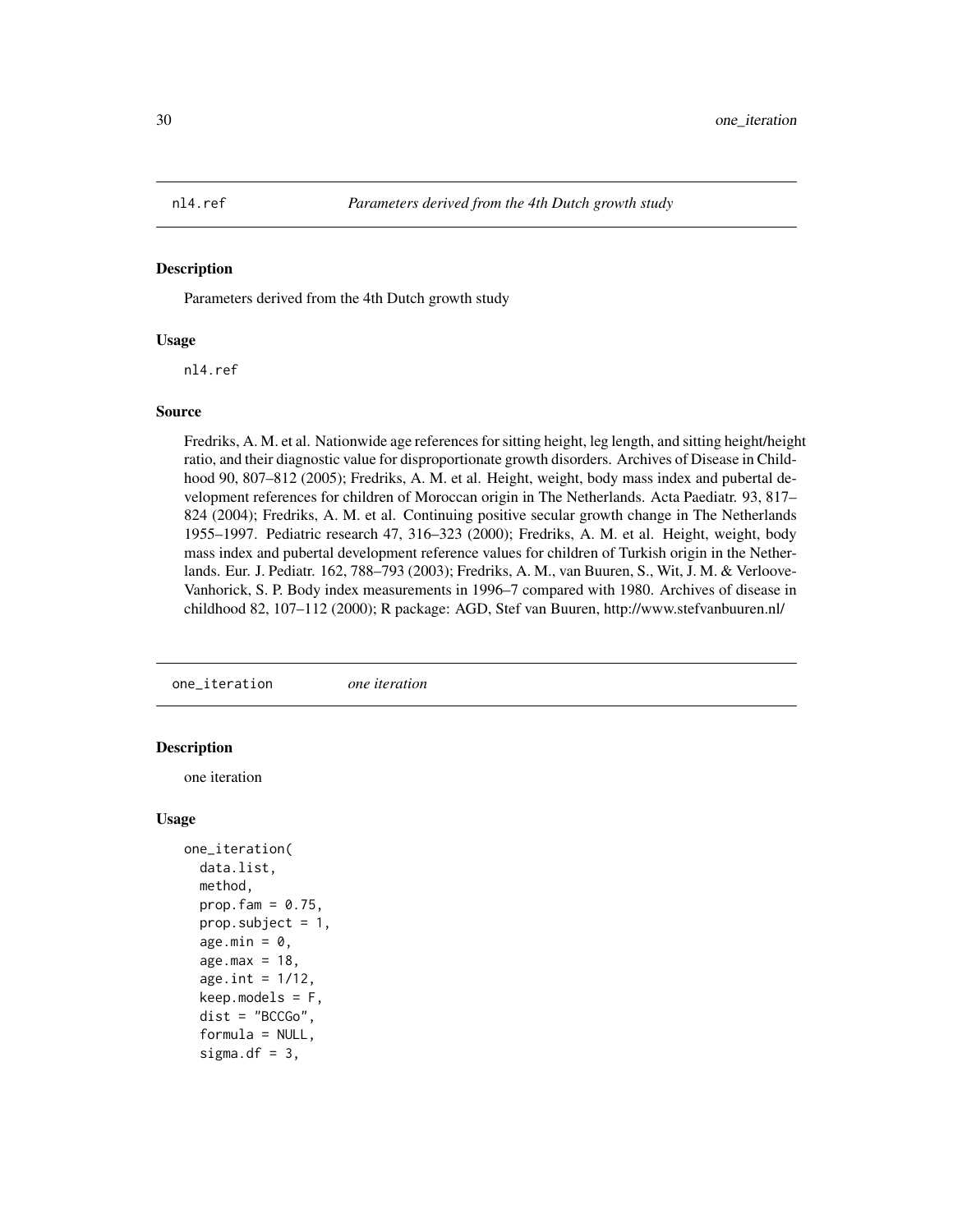## nl4.ref — *Parameters derived from the 4th Dutch growth study*

### Description

Parameters derived from the 4th Dutch growth study

### Usage

```
nl4.ref
```

### Source

Fredriks, A. M. et al. Nationwide age references for sitting height, leg length, and sitting height/height ratio, and their diagnostic value for disproportionate growth disorders. Archives of Disease in Childhood 90, 807–812 (2005); Fredriks, A. M. et al. Height, weight, body mass index and pubertal development references for children of Moroccan origin in The Netherlands. Acta Paediatr. 93, 817–824 (2004); Fredriks, A. M. et al. Continuing positive secular growth change in The Netherlands 1955–1997. Pediatric research 47, 316–323 (2000); Fredriks, A. M. et al. Height, weight, body mass index and pubertal development reference values for children of Turkish origin in the Netherlands. Eur. J. Pediatr. 162, 788–793 (2003); Fredriks, A. M., van Buuren, S., Wit, J. M. & Verloove-Vanhorick, S. P. Body index measurements in 1996–7 compared with 1980. Archives of disease in childhood 82, 107–112 (2000); R package: AGD, Stef van Buuren, http://www.stefvanbuuren.nl/

## one_iteration — *one iteration*

### Description

one iteration

### Usage

```
one_iteration(
  data.list,
  method,
  prop.fam = 0.75,
  prop.subject = 1,
  age.min = 0,
  age.max = 18,
  age.int = 1/12,
  keep.models = F,
  dist = "BCCGo",
  formula = NULL,
  sigma.df = 3,
```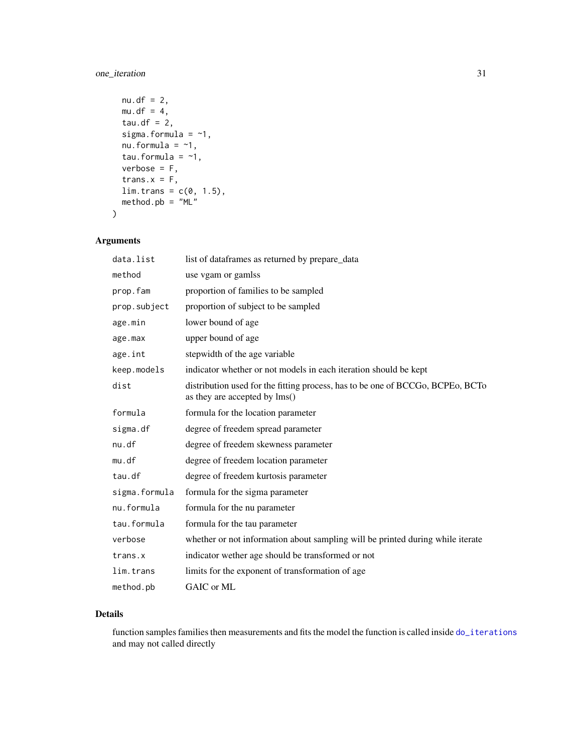```
  nu.df = 2,
  mu.df = 4,
  tau.df = 2,
  sigma.formula = ~1,
  nu.formula = ~1,
  tau.formula = ~1,
  verbose = F,
  trans.x = F,
  lim.trans = c(0, 1.5),
  method.pb = "ML"
)
```

## Arguments

| | |
|---|---|
| data.list | list of dataframes as returned by prepare_data |
| method | use vgam or gamlss |
| prop.fam | proportion of families to be sampled |
| prop.subject | proportion of subject to be sampled |
| age.min | lower bound of age |
| age.max | upper bound of age |
| age.int | stepwidth of the age variable |
| keep.models | indicator whether or not models in each iteration should be kept |
| dist | distribution used for the fitting process, has to be one of BCCGo, BCPEo, BCTo as they are accepted by lms() |
| formula | formula for the location parameter |
| sigma.df | degree of freedem spread parameter |
| nu.df | degree of freedem skewness parameter |
| mu.df | degree of freedem location parameter |
| tau.df | degree of freedem kurtosis parameter |
| sigma.formula | formula for the sigma parameter |
| nu.formula | formula for the nu parameter |
| tau.formula | formula for the tau parameter |
| verbose | whether or not information about sampling will be printed during while iterate |
| trans.x | indicator wether age should be transformed or not |
| lim.trans | limits for the exponent of transformation of age |
| method.pb | GAIC or ML |

## Details

function samples families then measurements and fits the model the function is called inside do_iterations and may not called directly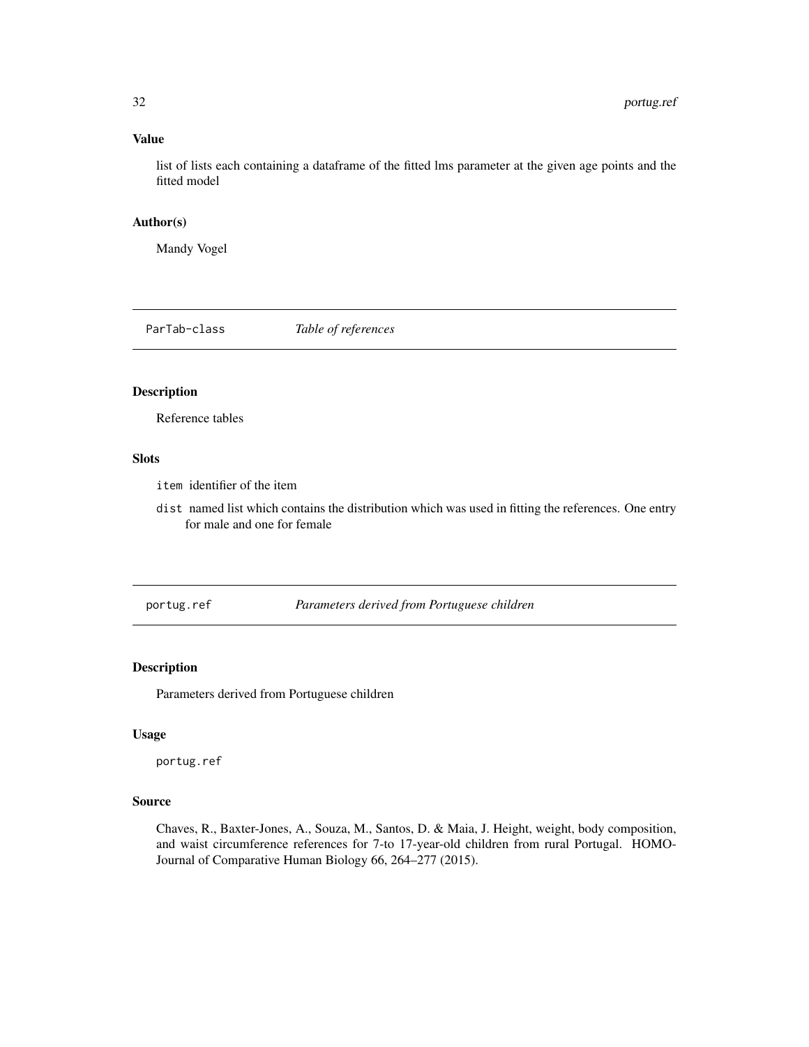### Value

list of lists each containing a dataframe of the fitted lms parameter at the given age points and the fitted model

### Author(s)

Mandy Vogel

## ParTab-class *Table of references*

### Description

Reference tables

### Slots

- `item` identifier of the item
- `dist` named list which contains the distribution which was used in fitting the references. One entry for male and one for female

## portug.ref *Parameters derived from Portuguese children*

### Description

Parameters derived from Portuguese children

### Usage

```
portug.ref
```

### Source

Chaves, R., Baxter-Jones, A., Souza, M., Santos, D. & Maia, J. Height, weight, body composition, and waist circumference references for 7-to 17-year-old children from rural Portugal. HOMO-Journal of Comparative Human Biology 66, 264–277 (2015).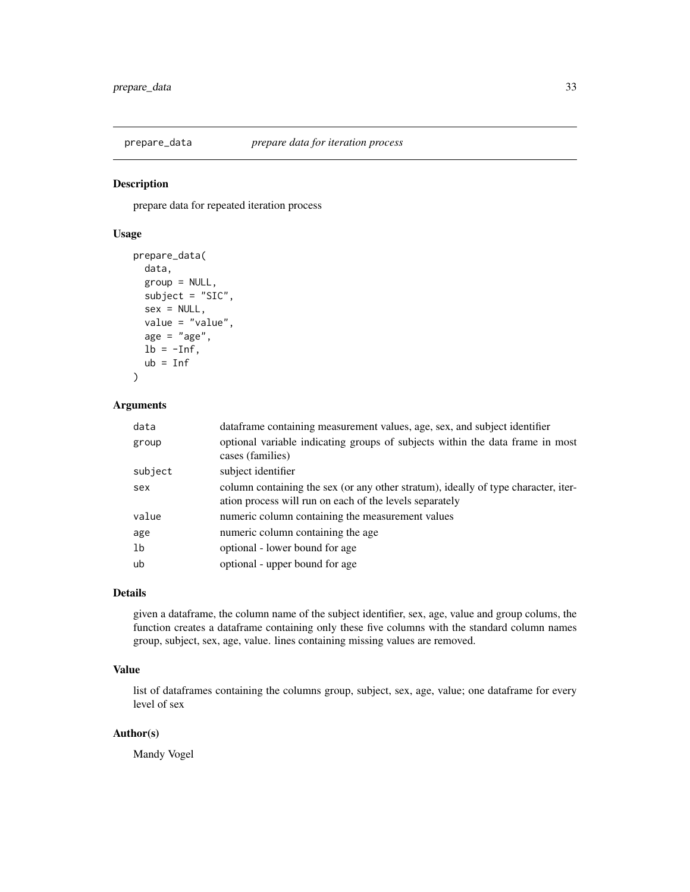# prepare_data *prepare data for iteration process*

## Description

prepare data for repeated iteration process

## Usage

```
prepare_data(
  data,
  group = NULL,
  subject = "SIC",
  sex = NULL,
  value = "value",
  age = "age",
  lb = -Inf,
  ub = Inf
)
```

## Arguments

| | |
|---|---|
| data | dataframe containing measurement values, age, sex, and subject identifier |
| group | optional variable indicating groups of subjects within the data frame in most cases (families) |
| subject | subject identifier |
| sex | column containing the sex (or any other stratum), ideally of type character, iteration process will run on each of the levels separately |
| value | numeric column containing the measurement values |
| age | numeric column containing the age |
| lb | optional - lower bound for age |
| ub | optional - upper bound for age |

## Details

given a dataframe, the column name of the subject identifier, sex, age, value and group colums, the function creates a dataframe containing only these five columns with the standard column names group, subject, sex, age, value. lines containing missing values are removed.

## Value

list of dataframes containing the columns group, subject, sex, age, value; one dataframe for every level of sex

## Author(s)

Mandy Vogel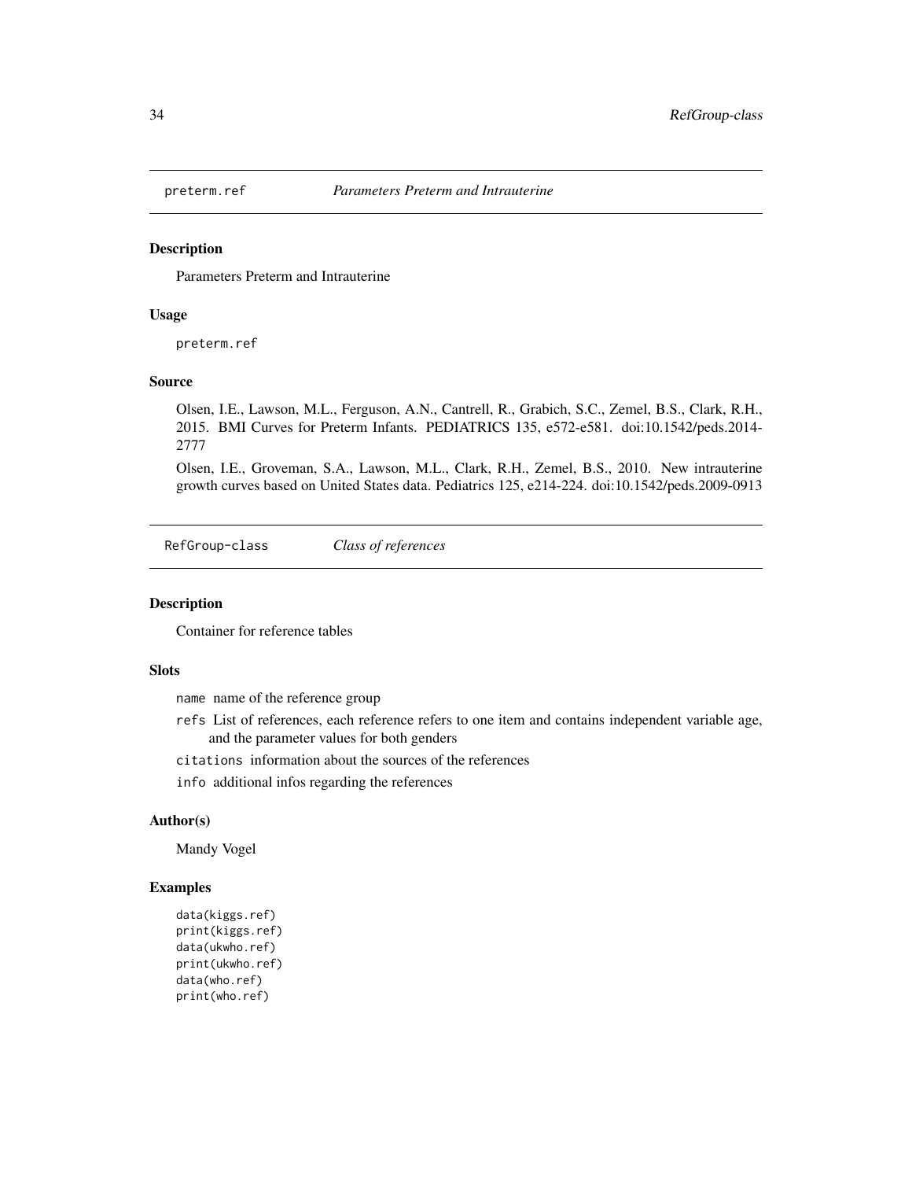## preterm.ref *Parameters Preterm and Intrauterine*

### Description

Parameters Preterm and Intrauterine

### Usage

```
preterm.ref
```

### Source

Olsen, I.E., Lawson, M.L., Ferguson, A.N., Cantrell, R., Grabich, S.C., Zemel, B.S., Clark, R.H., 2015. BMI Curves for Preterm Infants. PEDIATRICS 135, e572-e581. doi:10.1542/peds.2014-2777

Olsen, I.E., Groveman, S.A., Lawson, M.L., Clark, R.H., Zemel, B.S., 2010. New intrauterine growth curves based on United States data. Pediatrics 125, e214-224. doi:10.1542/peds.2009-0913

## RefGroup-class *Class of references*

### Description

Container for reference tables

### Slots

- `name` name of the reference group
- `refs` List of references, each reference refers to one item and contains independent variable age, and the parameter values for both genders
- `citations` information about the sources of the references
- `info` additional infos regarding the references

### Author(s)

Mandy Vogel

### Examples

```
data(kiggs.ref)
print(kiggs.ref)
data(ukwho.ref)
print(ukwho.ref)
data(who.ref)
print(who.ref)
```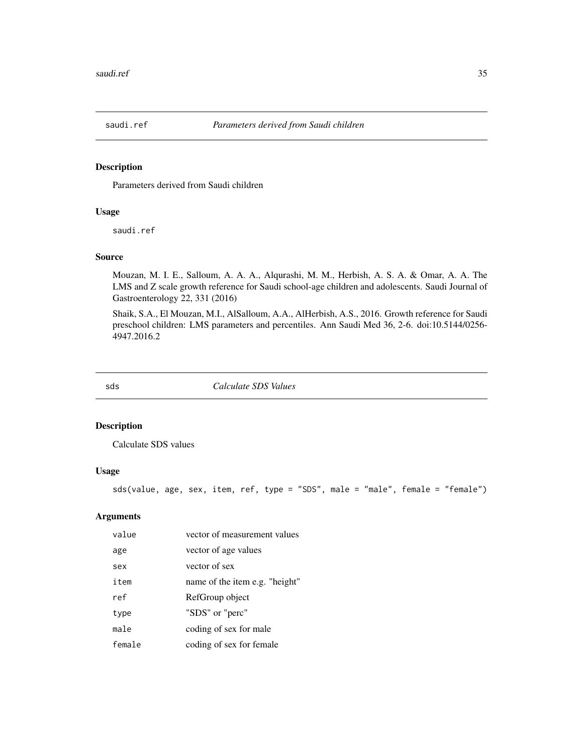## saudi.ref — *Parameters derived from Saudi children*

### Description

Parameters derived from Saudi children

### Usage

```
saudi.ref
```

### Source

Mouzan, M. I. E., Salloum, A. A. A., Alqurashi, M. M., Herbish, A. S. A. & Omar, A. A. The LMS and Z scale growth reference for Saudi school-age children and adolescents. Saudi Journal of Gastroenterology 22, 331 (2016)

Shaik, S.A., El Mouzan, M.I., AlSalloum, A.A., AlHerbish, A.S., 2016. Growth reference for Saudi preschool children: LMS parameters and percentiles. Ann Saudi Med 36, 2-6. doi:10.5144/0256-4947.2016.2

## sds — *Calculate SDS Values*

### Description

Calculate SDS values

### Usage

```
sds(value, age, sex, item, ref, type = "SDS", male = "male", female = "female")
```

### Arguments

| Argument | Description |
|---|---|
| value | vector of measurement values |
| age | vector of age values |
| sex | vector of sex |
| item | name of the item e.g. "height" |
| ref | RefGroup object |
| type | "SDS" or "perc" |
| male | coding of sex for male |
| female | coding of sex for female |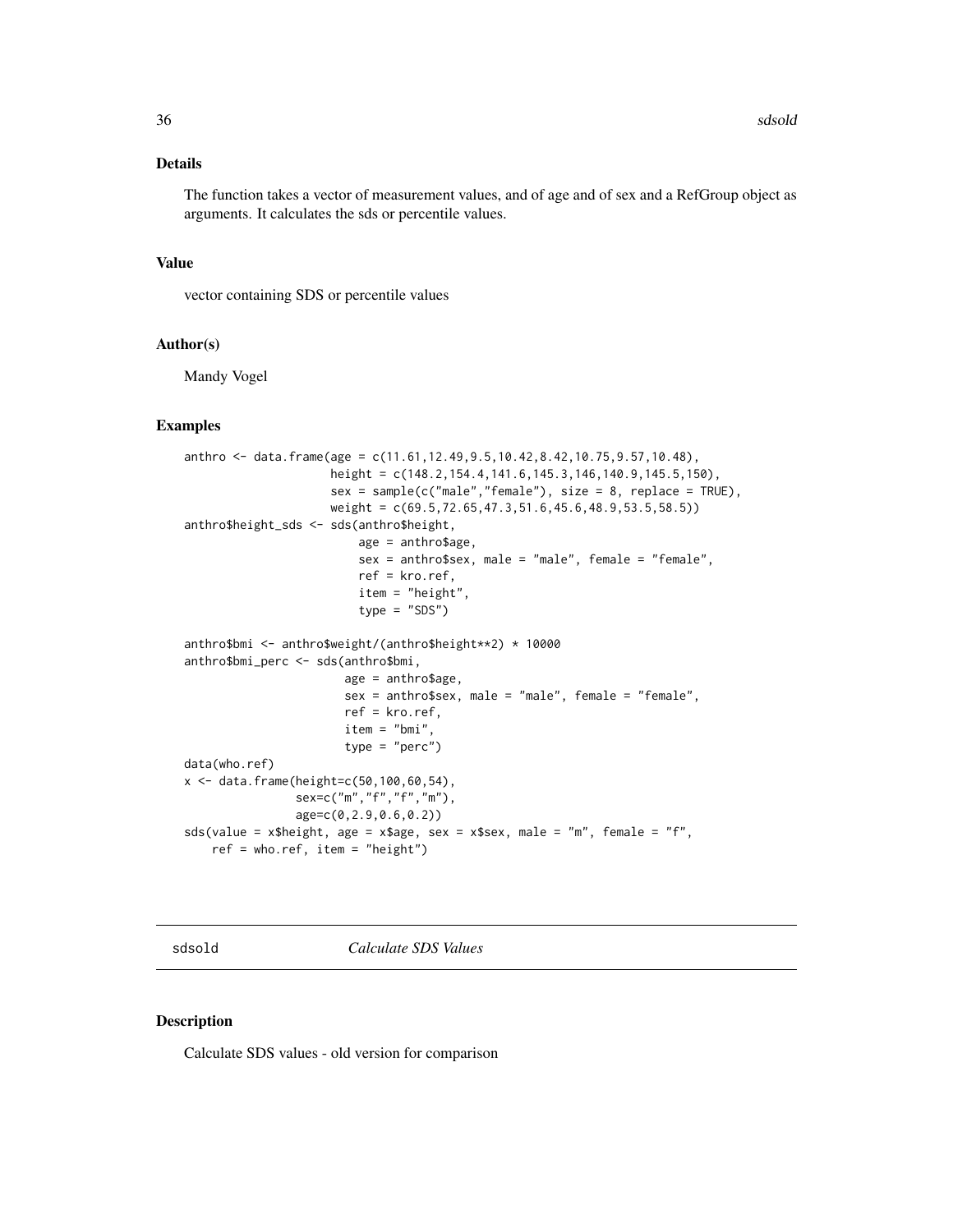### Details

The function takes a vector of measurement values, and of age and of sex and a RefGroup object as arguments. It calculates the sds or percentile values.

### Value

vector containing SDS or percentile values

### Author(s)

Mandy Vogel

### Examples

```
anthro <- data.frame(age = c(11.61,12.49,9.5,10.42,8.42,10.75,9.57,10.48),
                     height = c(148.2,154.4,141.6,145.3,146,140.9,145.5,150),
                     sex = sample(c("male","female"), size = 8, replace = TRUE),
                     weight = c(69.5,72.65,47.3,51.6,45.6,48.9,53.5,58.5))
anthro$height_sds <- sds(anthro$height,
                         age = anthro$age,
                         sex = anthro$sex, male = "male", female = "female",
                         ref = kro.ref,
                         item = "height",
                         type = "SDS")

anthro$bmi <- anthro$weight/(anthro$height**2) * 10000
anthro$bmi_perc <- sds(anthro$bmi,
                       age = anthro$age,
                       sex = anthro$sex, male = "male", female = "female",
                       ref = kro.ref,
                       item = "bmi",
                       type = "perc")
data(who.ref)
x <- data.frame(height=c(50,100,60,54),
                sex=c("m","f","f","m"),
                age=c(0,2.9,0.6,0.2))
sds(value = x$height, age = x$age, sex = x$sex, male = "m", female = "f",
    ref = who.ref, item = "height")
```

---

## sdsold — *Calculate SDS Values*

### Description

Calculate SDS values - old version for comparison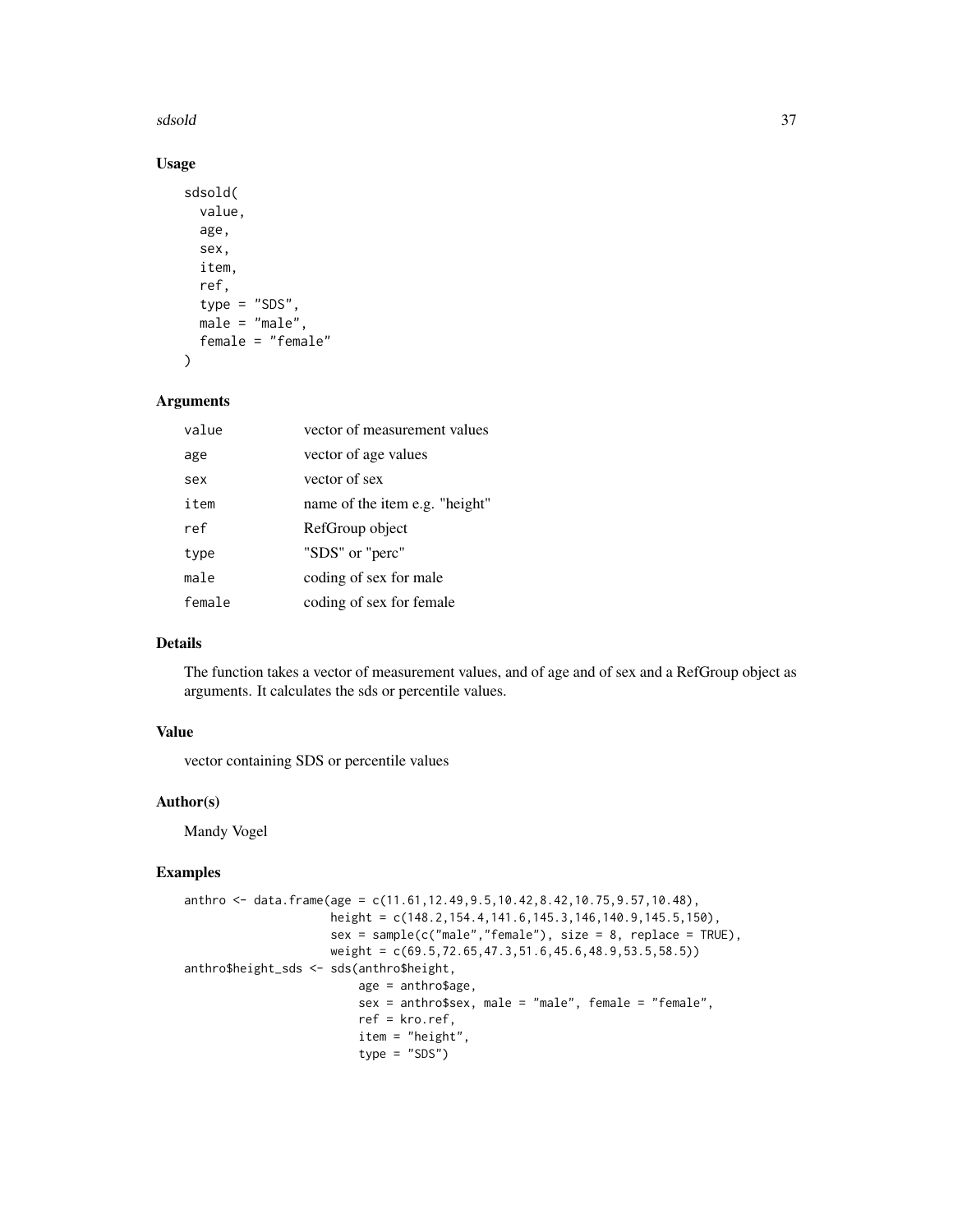### Usage

```
sdsold(
  value,
  age,
  sex,
  item,
  ref,
  type = "SDS",
  male = "male",
  female = "female"
)
```

### Arguments

| | |
|---|---|
| value | vector of measurement values |
| age | vector of age values |
| sex | vector of sex |
| item | name of the item e.g. "height" |
| ref | RefGroup object |
| type | "SDS" or "perc" |
| male | coding of sex for male |
| female | coding of sex for female |

### Details

The function takes a vector of measurement values, and of age and of sex and a RefGroup object as arguments. It calculates the sds or percentile values.

### Value

vector containing SDS or percentile values

### Author(s)

Mandy Vogel

### Examples

```
anthro <- data.frame(age = c(11.61,12.49,9.5,10.42,8.42,10.75,9.57,10.48),
                     height = c(148.2,154.4,141.6,145.3,146,140.9,145.5,150),
                     sex = sample(c("male","female"), size = 8, replace = TRUE),
                     weight = c(69.5,72.65,47.3,51.6,45.6,48.9,53.5,58.5))
anthro$height_sds <- sds(anthro$height,
                         age = anthro$age,
                         sex = anthro$sex, male = "male", female = "female",
                         ref = kro.ref,
                         item = "height",
                         type = "SDS")
```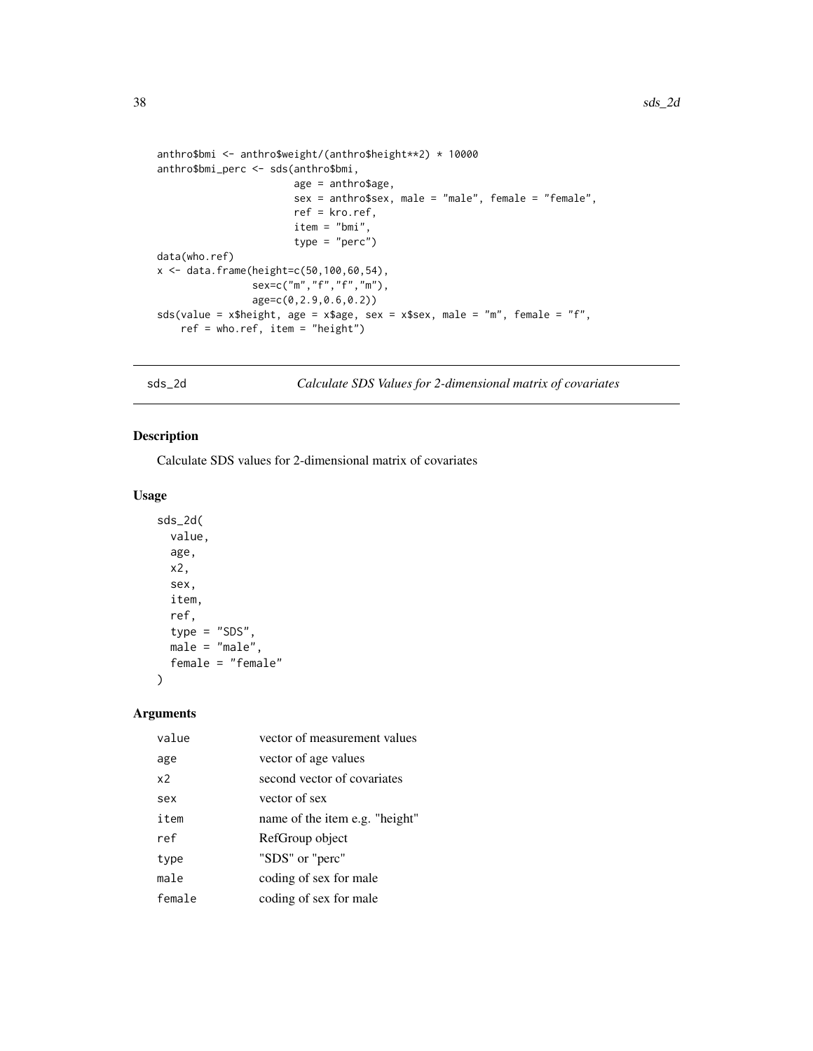```
anthro$bmi <- anthro$weight/(anthro$height**2) * 10000
anthro$bmi_perc <- sds(anthro$bmi,
                       age = anthro$age,
                       sex = anthro$sex, male = "male", female = "female",
                       ref = kro.ref,
                       item = "bmi",
                       type = "perc")
data(who.ref)
x <- data.frame(height=c(50,100,60,54),
                sex=c("m","f","f","m"),
                age=c(0,2.9,0.6,0.2))
sds(value = x$height, age = x$age, sex = x$sex, male = "m", female = "f",
    ref = who.ref, item = "height")
```

## sds_2d — *Calculate SDS Values for 2-dimensional matrix of covariates*

### Description

Calculate SDS values for 2-dimensional matrix of covariates

### Usage

```
sds_2d(
  value,
  age,
  x2,
  sex,
  item,
  ref,
  type = "SDS",
  male = "male",
  female = "female"
)
```

### Arguments

| | |
|---|---|
| value | vector of measurement values |
| age | vector of age values |
| x2 | second vector of covariates |
| sex | vector of sex |
| item | name of the item e.g. "height" |
| ref | RefGroup object |
| type | "SDS" or "perc" |
| male | coding of sex for male |
| female | coding of sex for male |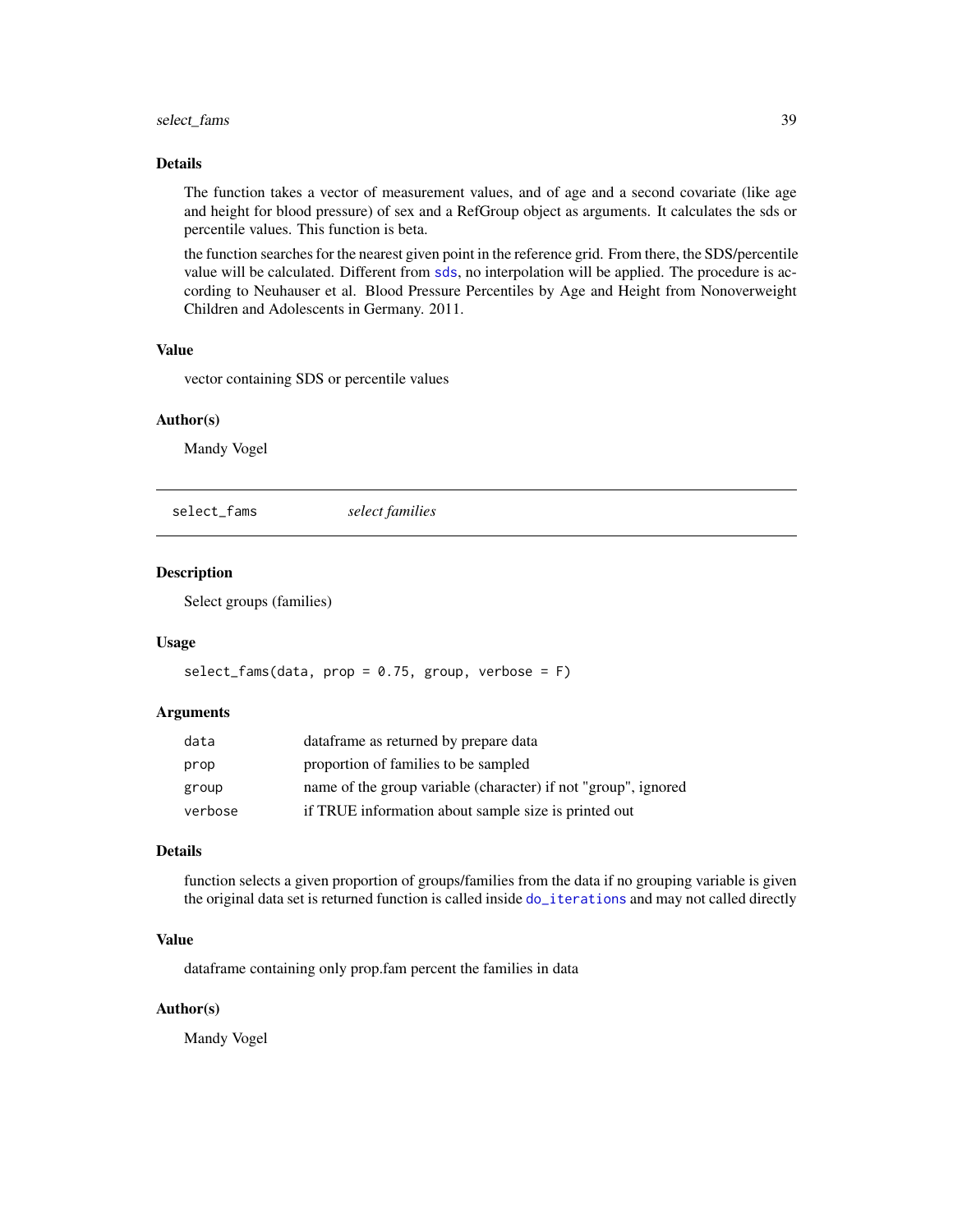### Details

The function takes a vector of measurement values, and of age and a second covariate (like age and height for blood pressure) of sex and a RefGroup object as arguments. It calculates the sds or percentile values. This function is beta.

the function searches for the nearest given point in the reference grid. From there, the SDS/percentile value will be calculated. Different from `sds`, no interpolation will be applied. The procedure is according to Neuhauser et al. Blood Pressure Percentiles by Age and Height from Nonoverweight Children and Adolescents in Germany. 2011.

### Value

vector containing SDS or percentile values

### Author(s)

Mandy Vogel

---

## select_fams &nbsp;&nbsp;&nbsp; *select families*

### Description

Select groups (families)

### Usage

```
select_fams(data, prop = 0.75, group, verbose = F)
```

### Arguments

| | |
|---|---|
| `data` | dataframe as returned by prepare data |
| `prop` | proportion of families to be sampled |
| `group` | name of the group variable (character) if not "group", ignored |
| `verbose` | if TRUE information about sample size is printed out |

### Details

function selects a given proportion of groups/families from the data if no grouping variable is given the original data set is returned function is called inside `do_iterations` and may not called directly

### Value

dataframe containing only prop.fam percent the families in data

### Author(s)

Mandy Vogel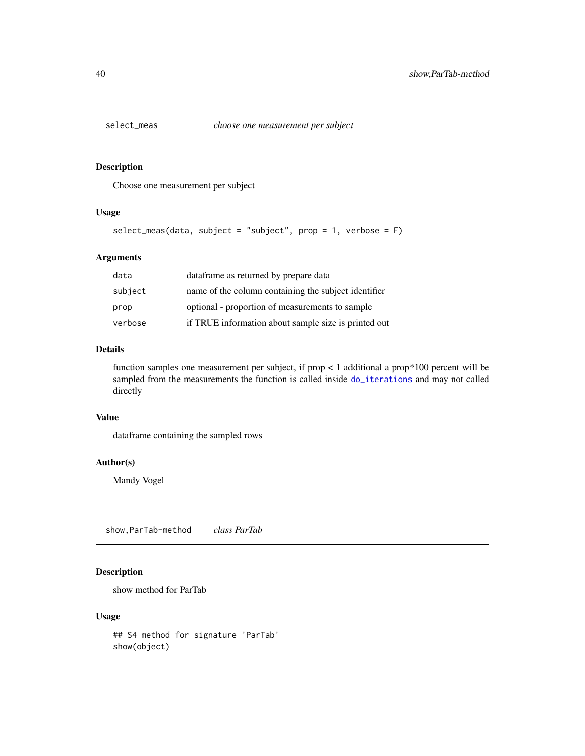## select_meas *choose one measurement per subject*

### Description

Choose one measurement per subject

### Usage

```
select_meas(data, subject = "subject", prop = 1, verbose = F)
```

### Arguments

| | |
|---|---|
| `data` | dataframe as returned by prepare data |
| `subject` | name of the column containing the subject identifier |
| `prop` | optional - proportion of measurements to sample |
| `verbose` | if TRUE information about sample size is printed out |

### Details

function samples one measurement per subject, if prop < 1 additional a prop*100 percent will be sampled from the measurements the function is called inside `do_iterations` and may not called directly

### Value

dataframe containing the sampled rows

### Author(s)

Mandy Vogel

## show,ParTab-method *class ParTab*

### Description

show method for ParTab

### Usage

```
## S4 method for signature 'ParTab'
show(object)
```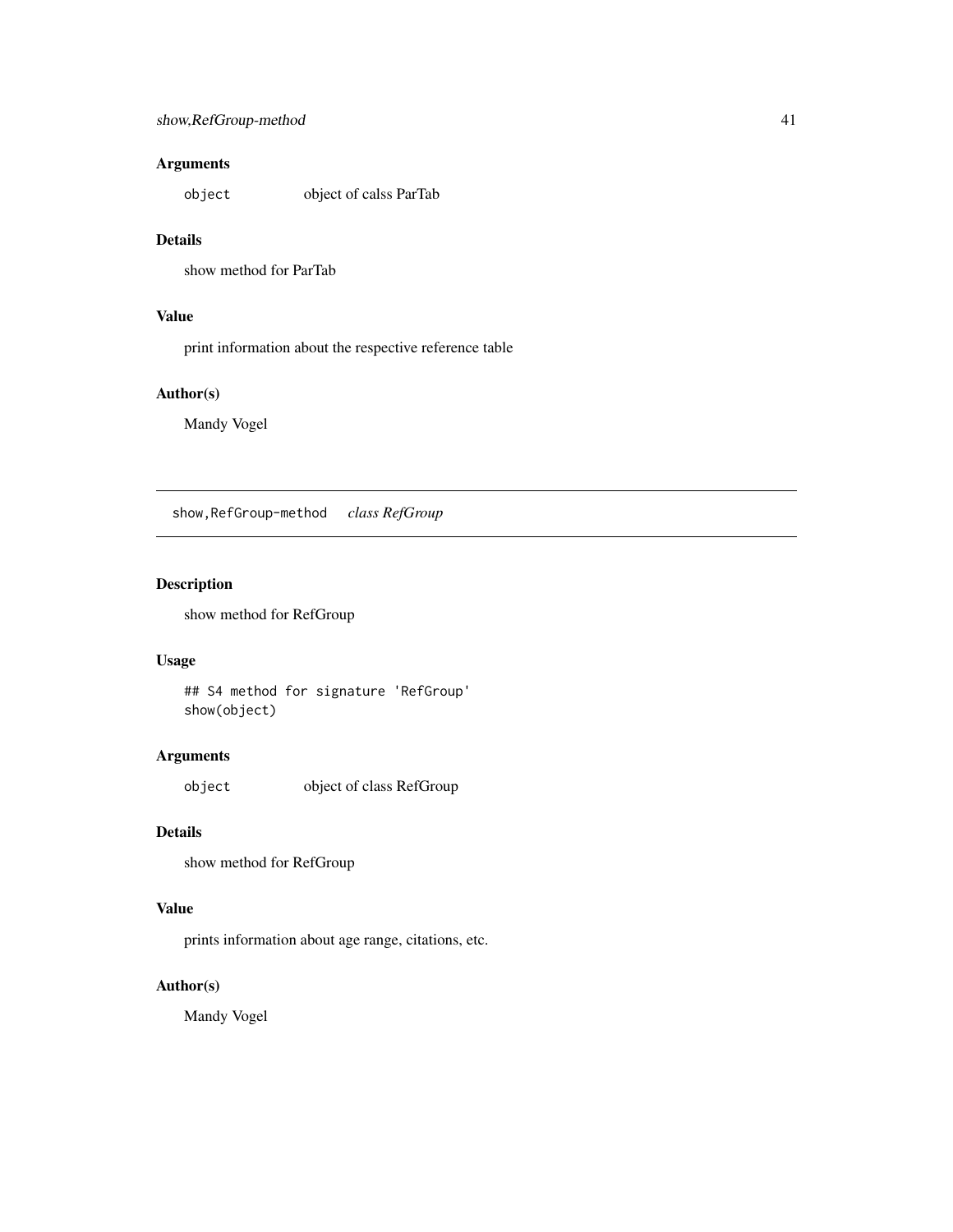### Arguments

| | |
|---|---|
| object | object of calss ParTab |

### Details

show method for ParTab

### Value

print information about the respective reference table

### Author(s)

Mandy Vogel

---

## show,RefGroup-method    *class RefGroup*

---

### Description

show method for RefGroup

### Usage

```
## S4 method for signature 'RefGroup'
show(object)
```

### Arguments

| | |
|---|---|
| object | object of class RefGroup |

### Details

show method for RefGroup

### Value

prints information about age range, citations, etc.

### Author(s)

Mandy Vogel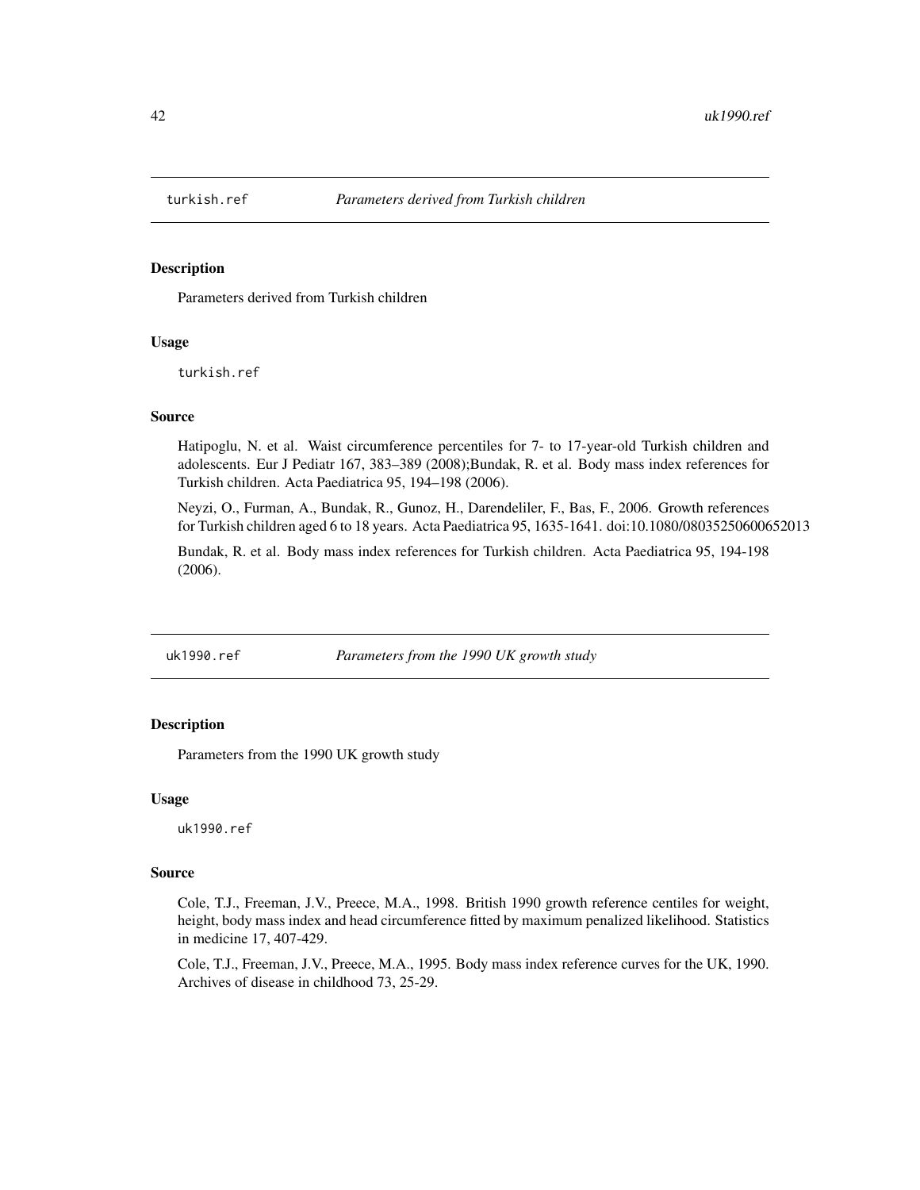## turkish.ref *Parameters derived from Turkish children*

### Description

Parameters derived from Turkish children

### Usage

```
turkish.ref
```

### Source

Hatipoglu, N. et al. Waist circumference percentiles for 7- to 17-year-old Turkish children and adolescents. Eur J Pediatr 167, 383–389 (2008);Bundak, R. et al. Body mass index references for Turkish children. Acta Paediatrica 95, 194–198 (2006).

Neyzi, O., Furman, A., Bundak, R., Gunoz, H., Darendeliler, F., Bas, F., 2006. Growth references for Turkish children aged 6 to 18 years. Acta Paediatrica 95, 1635-1641. doi:10.1080/08035250600652013

Bundak, R. et al. Body mass index references for Turkish children. Acta Paediatrica 95, 194-198 (2006).

## uk1990.ref *Parameters from the 1990 UK growth study*

### Description

Parameters from the 1990 UK growth study

### Usage

```
uk1990.ref
```

### Source

Cole, T.J., Freeman, J.V., Preece, M.A., 1998. British 1990 growth reference centiles for weight, height, body mass index and head circumference fitted by maximum penalized likelihood. Statistics in medicine 17, 407-429.

Cole, T.J., Freeman, J.V., Preece, M.A., 1995. Body mass index reference curves for the UK, 1990. Archives of disease in childhood 73, 25-29.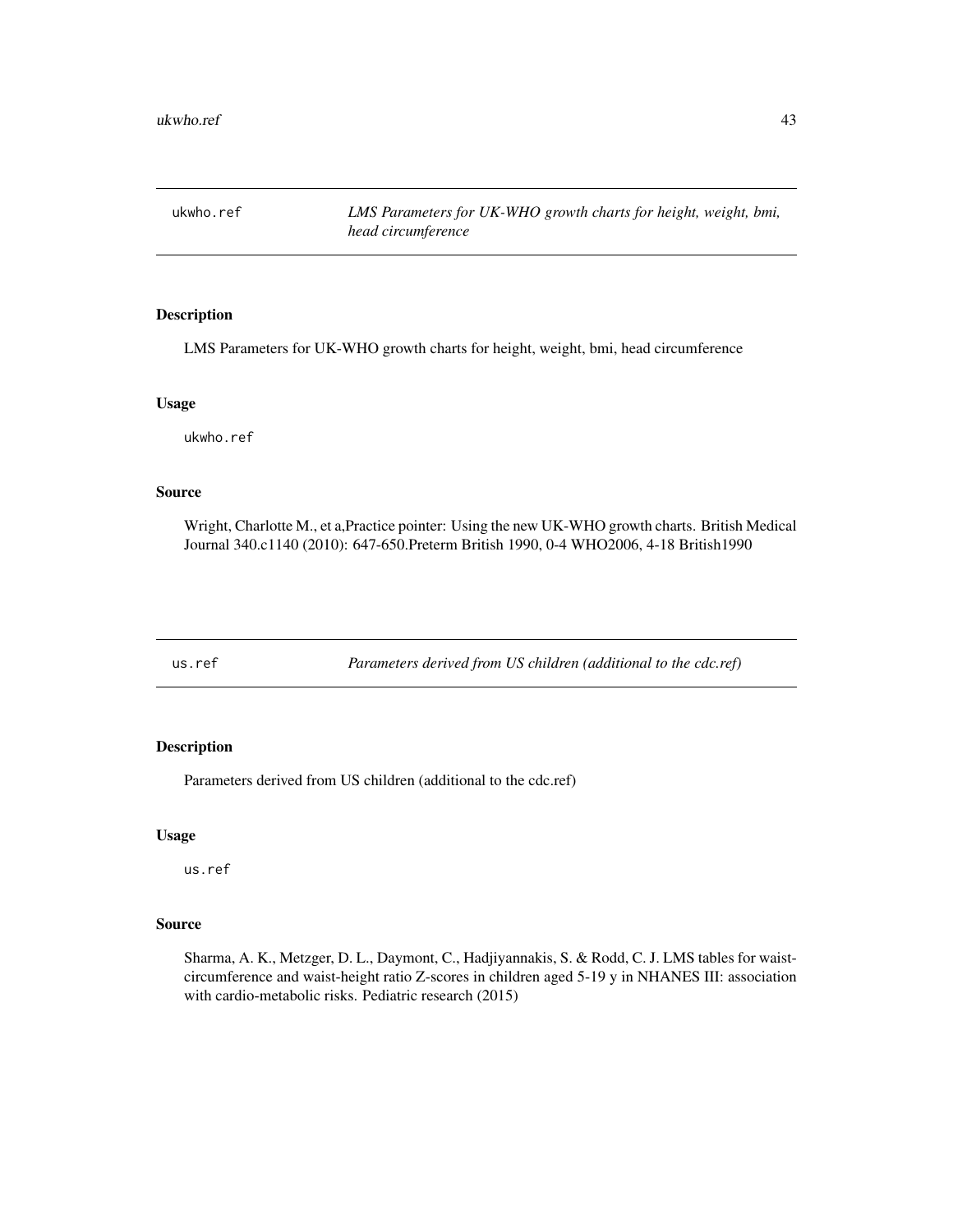## ukwho.ref — *LMS Parameters for UK-WHO growth charts for height, weight, bmi, head circumference*

### Description

LMS Parameters for UK-WHO growth charts for height, weight, bmi, head circumference

### Usage

```
ukwho.ref
```

### Source

Wright, Charlotte M., et a,Practice pointer: Using the new UK-WHO growth charts. British Medical Journal 340.c1140 (2010): 647-650.Preterm British 1990, 0-4 WHO2006, 4-18 British1990

## us.ref — *Parameters derived from US children (additional to the cdc.ref)*

### Description

Parameters derived from US children (additional to the cdc.ref)

### Usage

```
us.ref
```

### Source

Sharma, A. K., Metzger, D. L., Daymont, C., Hadjiyannakis, S. & Rodd, C. J. LMS tables for waist-circumference and waist-height ratio Z-scores in children aged 5-19 y in NHANES III: association with cardio-metabolic risks. Pediatric research (2015)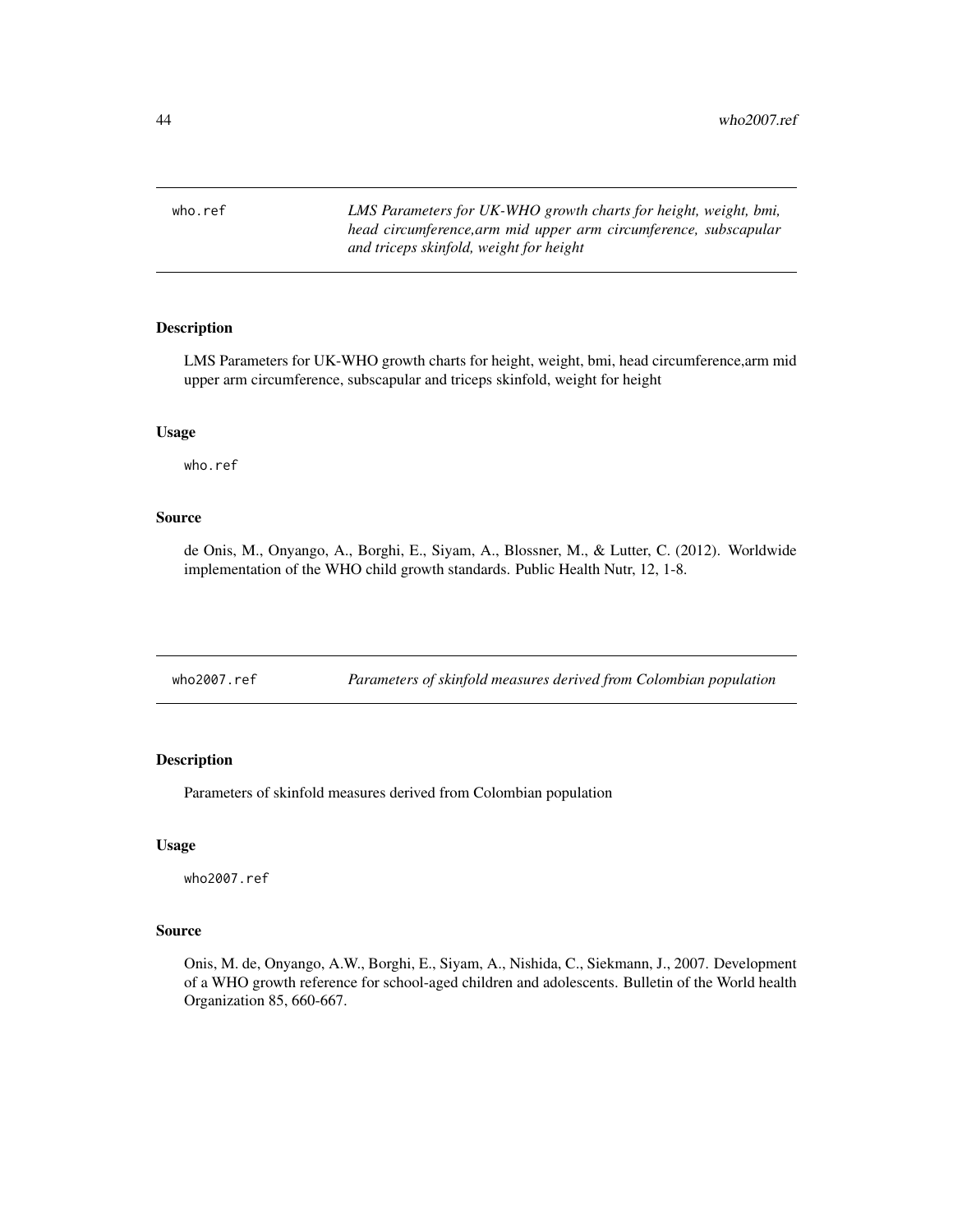## who.ref

*LMS Parameters for UK-WHO growth charts for height, weight, bmi, head circumference,arm mid upper arm circumference, subscapular and triceps skinfold, weight for height*

### Description

LMS Parameters for UK-WHO growth charts for height, weight, bmi, head circumference,arm mid upper arm circumference, subscapular and triceps skinfold, weight for height

### Usage

```
who.ref
```

### Source

de Onis, M., Onyango, A., Borghi, E., Siyam, A., Blossner, M., & Lutter, C. (2012). Worldwide implementation of the WHO child growth standards. Public Health Nutr, 12, 1-8.

## who2007.ref

*Parameters of skinfold measures derived from Colombian population*

### Description

Parameters of skinfold measures derived from Colombian population

### Usage

```
who2007.ref
```

### Source

Onis, M. de, Onyango, A.W., Borghi, E., Siyam, A., Nishida, C., Siekmann, J., 2007. Development of a WHO growth reference for school-aged children and adolescents. Bulletin of the World health Organization 85, 660-667.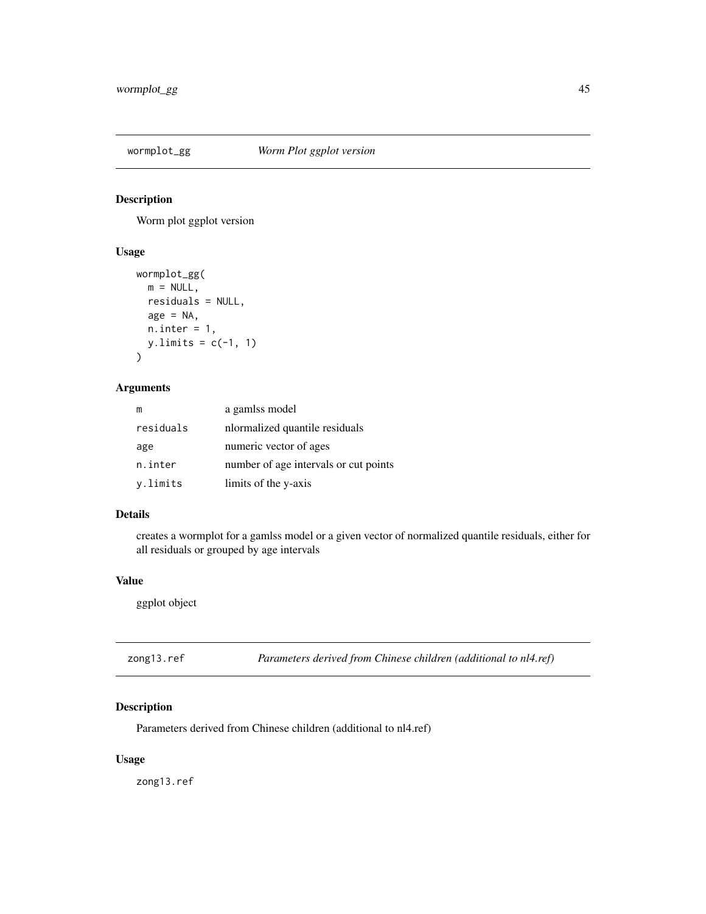## wormplot_gg *Worm Plot ggplot version*

### Description

Worm plot ggplot version

### Usage

```
wormplot_gg(
  m = NULL,
  residuals = NULL,
  age = NA,
  n.inter = 1,
  y.limits = c(-1, 1)
)
```

### Arguments

| | |
|---|---|
| m | a gamlss model |
| residuals | nlormalized quantile residuals |
| age | numeric vector of ages |
| n.inter | number of age intervals or cut points |
| y.limits | limits of the y-axis |

### Details

creates a wormplot for a gamlss model or a given vector of normalized quantile residuals, either for all residuals or grouped by age intervals

### Value

ggplot object

## zong13.ref *Parameters derived from Chinese children (additional to nl4.ref)*

### Description

Parameters derived from Chinese children (additional to nl4.ref)

### Usage

```
zong13.ref
```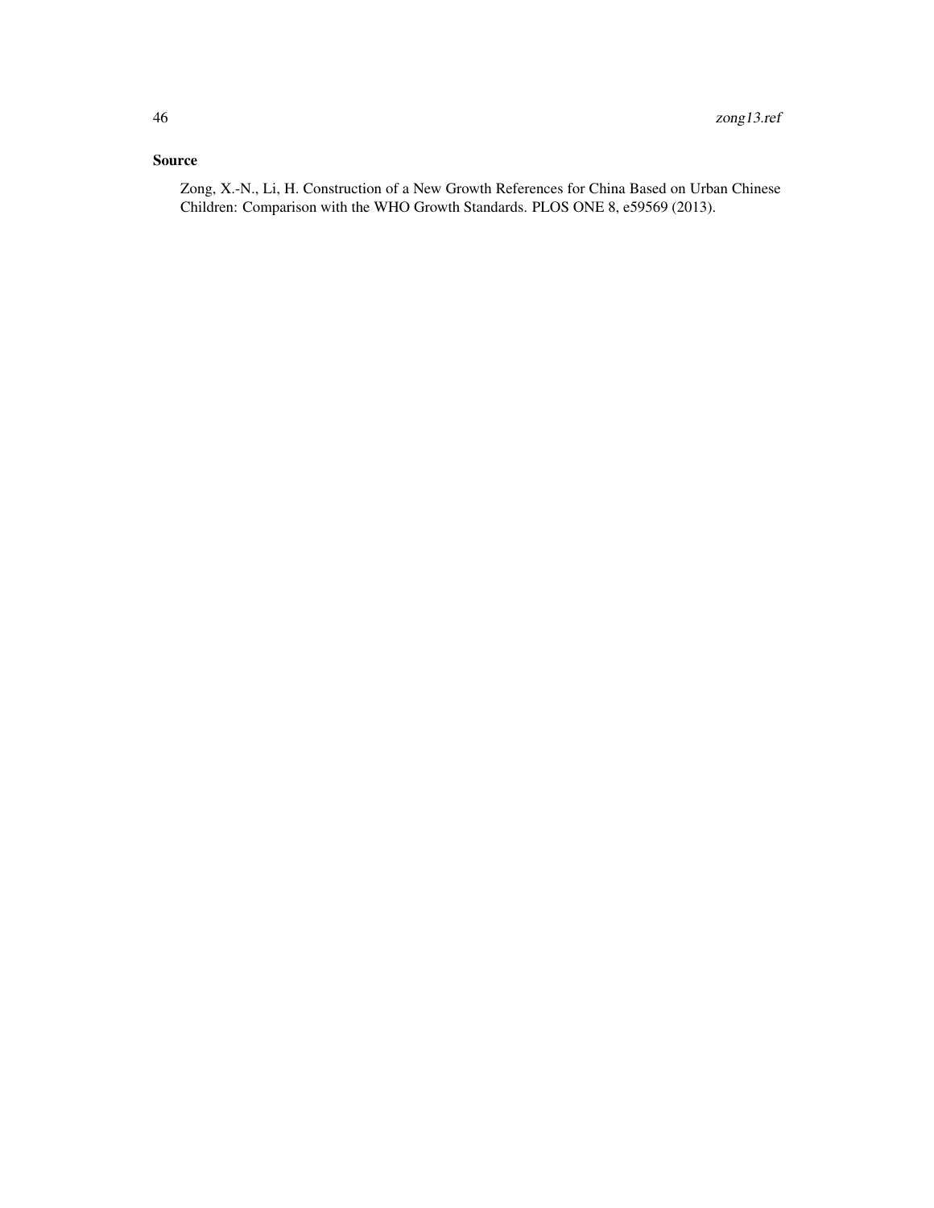## Source

Zong, X.-N., Li, H. Construction of a New Growth References for China Based on Urban Chinese Children: Comparison with the WHO Growth Standards. PLOS ONE 8, e59569 (2013).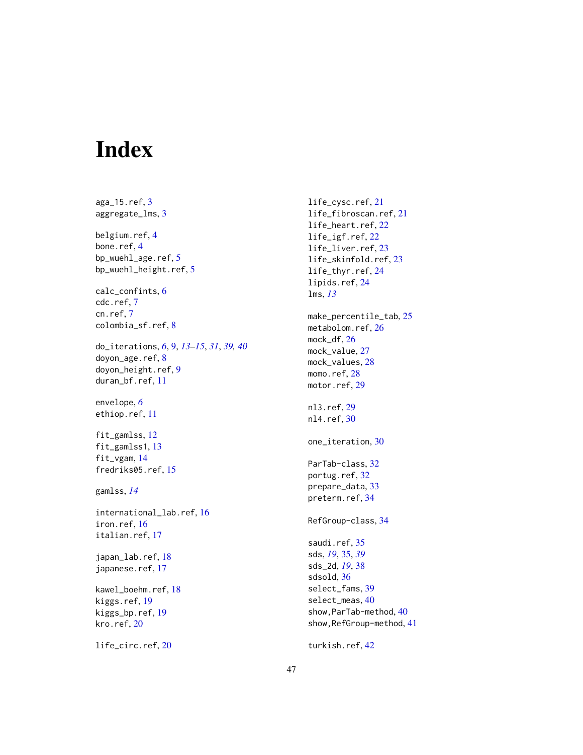# Index

aga_15.ref, 3
aggregate_lms, 3

belgium.ref, 4
bone.ref, 4
bp_wuehl_age.ref, 5
bp_wuehl_height.ref, 5

calc_confints, 6
cdc.ref, 7
cn.ref, 7
colombia_sf.ref, 8

do_iterations, *6*, 9, *13–15*, *31*, *39, 40*
doyon_age.ref, 8
doyon_height.ref, 9
duran_bf.ref, 11

envelope, *6*
ethiop.ref, 11

fit_gamlss, 12
fit_gamlss1, 13
fit_vgam, 14
fredriks05.ref, 15

gamlss, *14*

international_lab.ref, 16
iron.ref, 16
italian.ref, 17

japan_lab.ref, 18
japanese.ref, 17

kawel_boehm.ref, 18
kiggs.ref, 19
kiggs_bp.ref, 19
kro.ref, 20

life_circ.ref, 20
life_cysc.ref, 21
life_fibroscan.ref, 21
life_heart.ref, 22
life_igf.ref, 22
life_liver.ref, 23
life_skinfold.ref, 23
life_thyr.ref, 24
lipids.ref, 24
lms, *13*

make_percentile_tab, 25
metabolom.ref, 26
mock_df, 26
mock_value, 27
mock_values, 28
momo.ref, 28
motor.ref, 29

nl3.ref, 29
nl4.ref, 30

one_iteration, 30

ParTab-class, 32
portug.ref, 32
prepare_data, 33
preterm.ref, 34

RefGroup-class, 34

saudi.ref, 35
sds, *19*, 35, *39*
sds_2d, *19*, 38
sdsold, 36
select_fams, 39
select_meas, 40
show,ParTab-method, 40
show,RefGroup-method, 41

turkish.ref, 42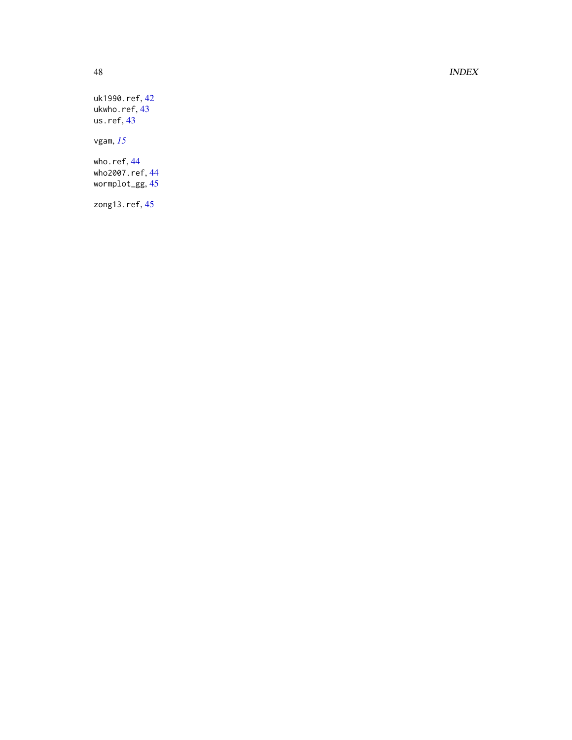uk1990.ref, 42
ukwho.ref, 43
us.ref, 43

vgam, *15*

who.ref, 44
who2007.ref, 44
wormplot_gg, 45

zong13.ref, 45